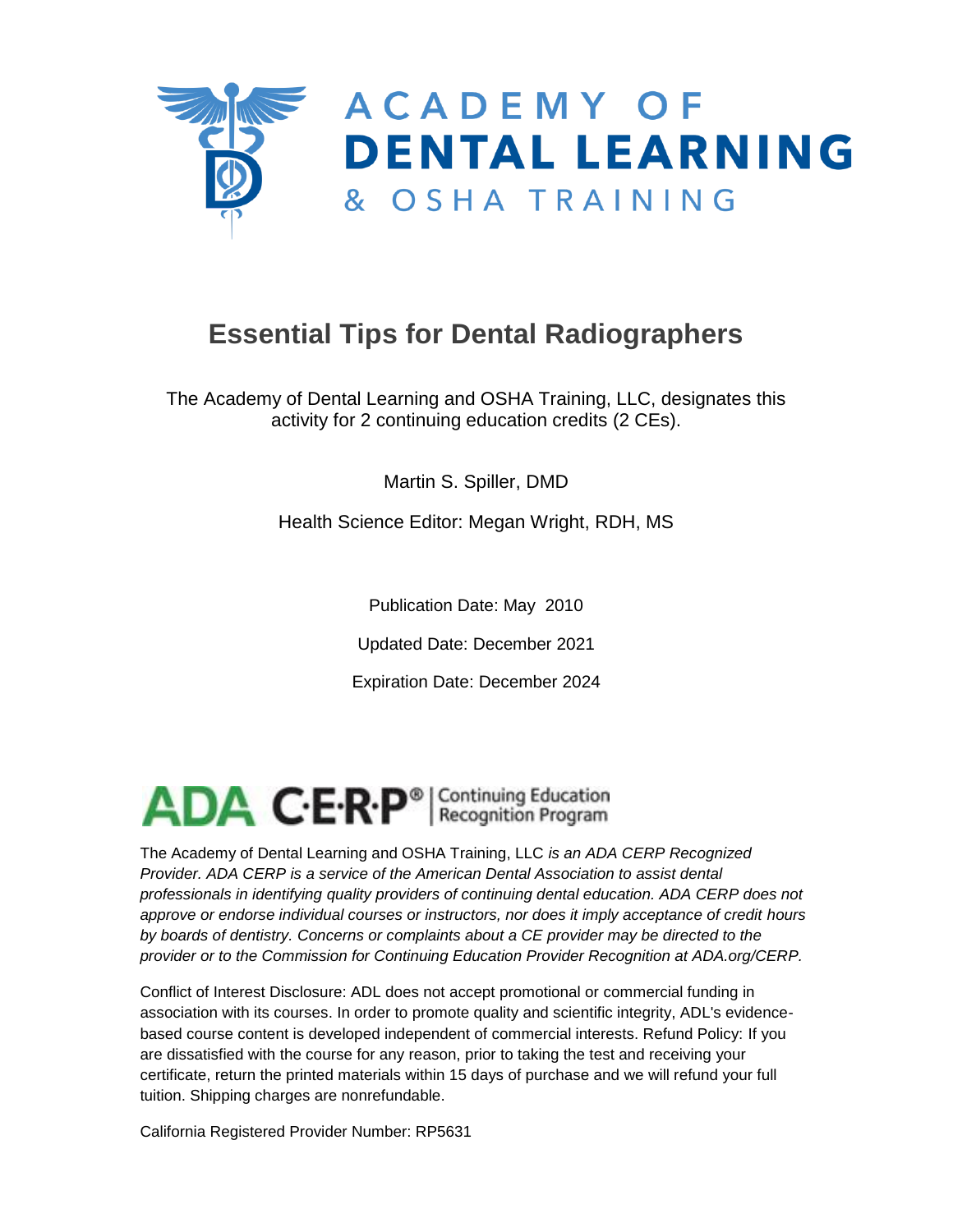ACADEMY OF
**DENTAL LEARNING**
& OSHA TRAINING

# Essential Tips for Dental Radiographers

The Academy of Dental Learning and OSHA Training, LLC, designates this activity for 2 continuing education credits (2 CEs).

Martin S. Spiller, DMD

Health Science Editor: Megan Wright, RDH, MS

Publication Date: May 2010

Updated Date: December 2021

Expiration Date: December 2024

ADA C·E·R·P® | Continuing Education Recognition Program

The Academy of Dental Learning and OSHA Training, LLC *is an ADA CERP Recognized Provider. ADA CERP is a service of the American Dental Association to assist dental professionals in identifying quality providers of continuing dental education. ADA CERP does not approve or endorse individual courses or instructors, nor does it imply acceptance of credit hours by boards of dentistry. Concerns or complaints about a CE provider may be directed to the provider or to the Commission for Continuing Education Provider Recognition at ADA.org/CERP.*

Conflict of Interest Disclosure: ADL does not accept promotional or commercial funding in association with its courses. In order to promote quality and scientific integrity, ADL's evidence-based course content is developed independent of commercial interests. Refund Policy: If you are dissatisfied with the course for any reason, prior to taking the test and receiving your certificate, return the printed materials within 15 days of purchase and we will refund your full tuition. Shipping charges are nonrefundable.

California Registered Provider Number: RP5631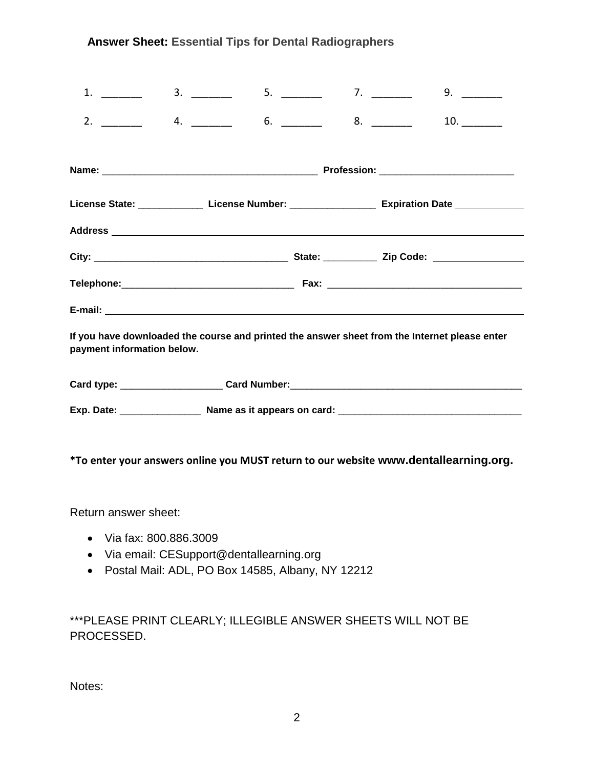**Answer Sheet:** **Essential Tips for Dental Radiographers**

1. _______ 3. _______ 5. _______ 7. _______ 9. _______

2. _______ 4. _______ 6. _______ 8. _______ 10. _______

**Name:** _______________________________________ **Profession:** ________________________

**License State:** ___________ **License Number:** _______________ **Expiration Date** ____________

**Address** ____________________________________________________________________

**City:** ___________________________________ **State:** __________ **Zip Code:** ________________

**Telephone:**_______________________________ **Fax:** ___________________________________

**E-mail:** _____________________________________________________________________

**If you have downloaded the course and printed the answer sheet from the Internet please enter payment information below.**

**Card type:** __________________ **Card Number:**__________________________________________

**Exp. Date:** ______________ **Name as it appears on card:** ________________________________

**\*To enter your answers online you MUST return to our website www.dentallearning.org.**

Return answer sheet:

- Via fax: 800.886.3009
- Via email: CESupport@dentallearning.org
- Postal Mail: ADL, PO Box 14585, Albany, NY 12212

***PLEASE PRINT CLEARLY; ILLEGIBLE ANSWER SHEETS WILL NOT BE PROCESSED.

Notes: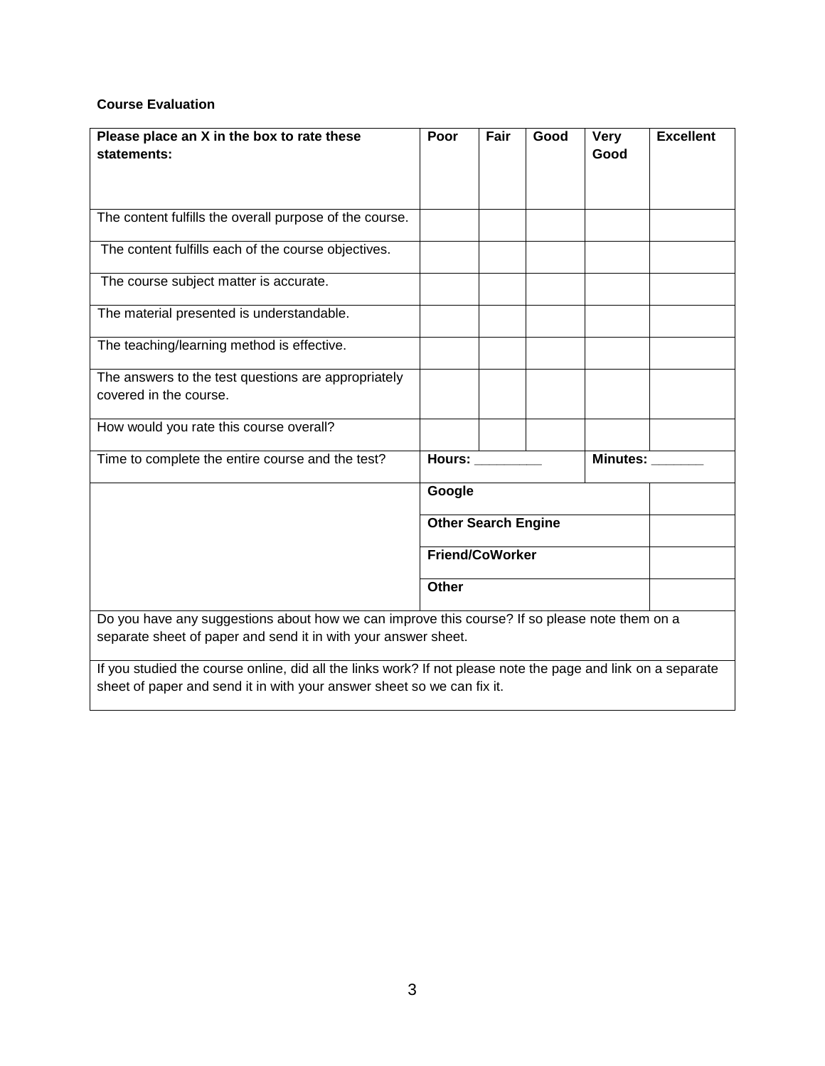**Course Evaluation**

| Please place an X in the box to rate these statements: | Poor | Fair | Good | Very Good | Excellent |
|---|---|---|---|---|---|
| The content fulfills the overall purpose of the course. | | | | | |
| The content fulfills each of the course objectives. | | | | | |
| The course subject matter is accurate. | | | | | |
| The material presented is understandable. | | | | | |
| The teaching/learning method is effective. | | | | | |
| The answers to the test questions are appropriately covered in the course. | | | | | |
| How would you rate this course overall? | | | | | |
| Time to complete the entire course and the test? | **Hours: _________** | | | **Minutes: _______** | |
| | **Google** | | | | |
| | **Other Search Engine** | | | | |
| | **Friend/CoWorker** | | | | |
| | **Other** | | | | |
| Do you have any suggestions about how we can improve this course? If so please note them on a separate sheet of paper and send it in with your answer sheet. | | | | | |
| If you studied the course online, did all the links work? If not please note the page and link on a separate sheet of paper and send it in with your answer sheet so we can fix it. | | | | | |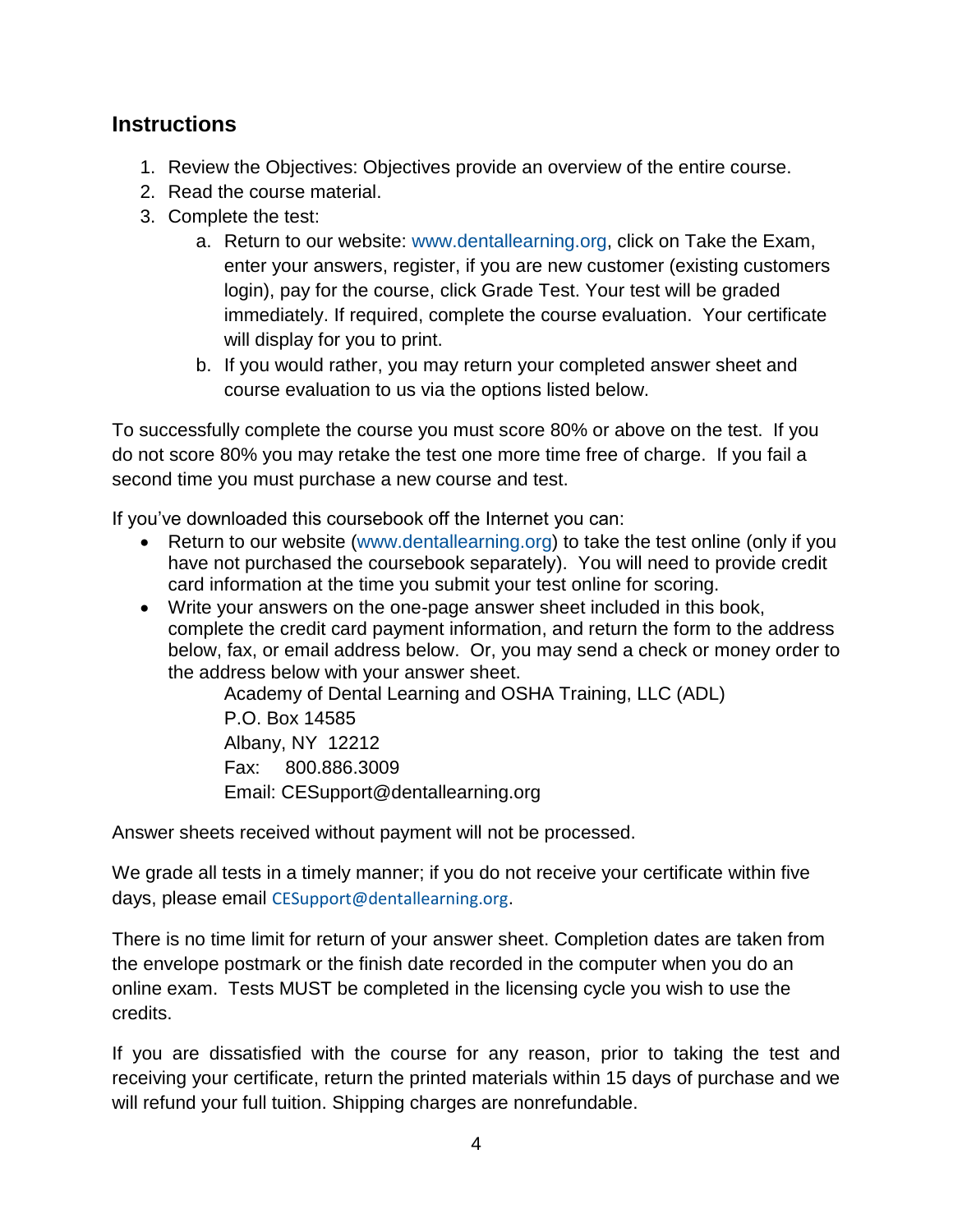## Instructions

1. Review the Objectives: Objectives provide an overview of the entire course.
2. Read the course material.
3. Complete the test:
   a. Return to our website: www.dentallearning.org, click on Take the Exam, enter your answers, register, if you are new customer (existing customers login), pay for the course, click Grade Test. Your test will be graded immediately. If required, complete the course evaluation. Your certificate will display for you to print.
   b. If you would rather, you may return your completed answer sheet and course evaluation to us via the options listed below.

To successfully complete the course you must score 80% or above on the test. If you do not score 80% you may retake the test one more time free of charge. If you fail a second time you must purchase a new course and test.

If you've downloaded this coursebook off the Internet you can:

- Return to our website (www.dentallearning.org) to take the test online (only if you have not purchased the coursebook separately). You will need to provide credit card information at the time you submit your test online for scoring.
- Write your answers on the one-page answer sheet included in this book, complete the credit card payment information, and return the form to the address below, fax, or email address below. Or, you may send a check or money order to the address below with your answer sheet.

  Academy of Dental Learning and OSHA Training, LLC (ADL)
  P.O. Box 14585
  Albany, NY 12212
  Fax: 800.886.3009
  Email: CESupport@dentallearning.org

Answer sheets received without payment will not be processed.

We grade all tests in a timely manner; if you do not receive your certificate within five days, please email CESupport@dentallearning.org.

There is no time limit for return of your answer sheet. Completion dates are taken from the envelope postmark or the finish date recorded in the computer when you do an online exam. Tests MUST be completed in the licensing cycle you wish to use the credits.

If you are dissatisfied with the course for any reason, prior to taking the test and receiving your certificate, return the printed materials within 15 days of purchase and we will refund your full tuition. Shipping charges are nonrefundable.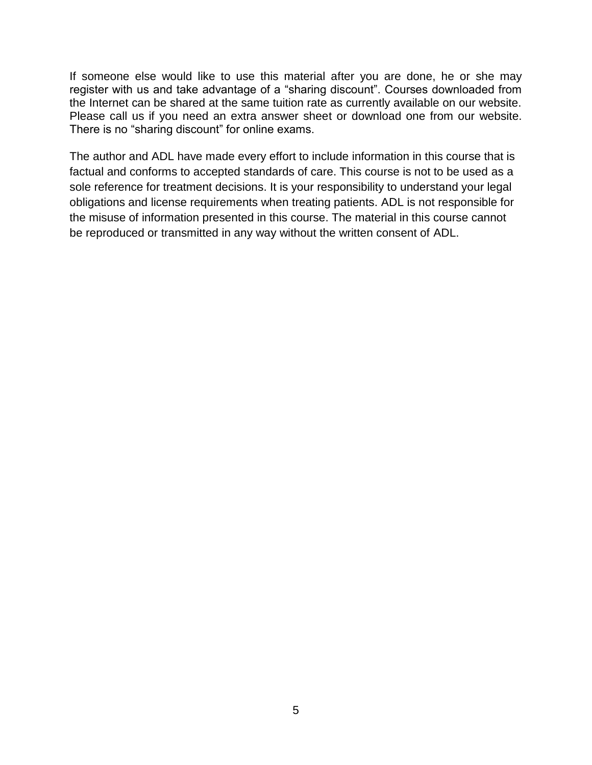If someone else would like to use this material after you are done, he or she may register with us and take advantage of a “sharing discount”. Courses downloaded from the Internet can be shared at the same tuition rate as currently available on our website. Please call us if you need an extra answer sheet or download one from our website. There is no “sharing discount” for online exams.

The author and ADL have made every effort to include information in this course that is factual and conforms to accepted standards of care. This course is not to be used as a sole reference for treatment decisions. It is your responsibility to understand your legal obligations and license requirements when treating patients. ADL is not responsible for the misuse of information presented in this course. The material in this course cannot be reproduced or transmitted in any way without the written consent of ADL.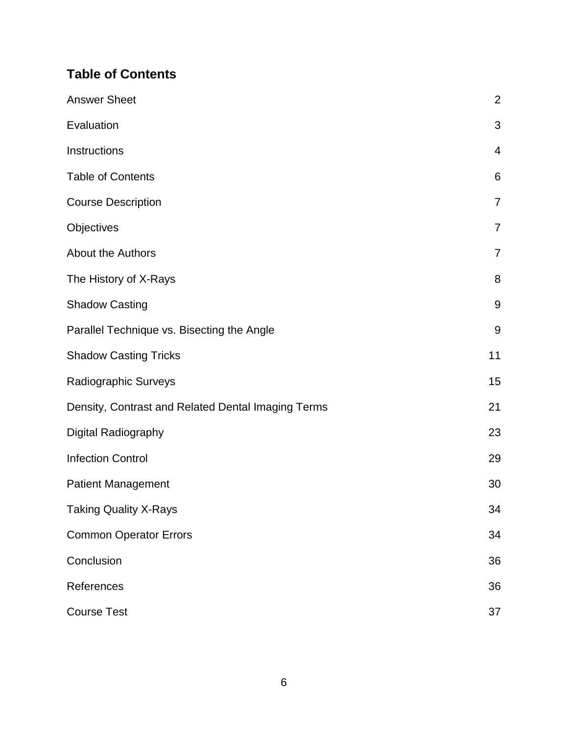## Table of Contents

| | |
|---|---|
| Answer Sheet | 2 |
| Evaluation | 3 |
| Instructions | 4 |
| Table of Contents | 6 |
| Course Description | 7 |
| Objectives | 7 |
| About the Authors | 7 |
| The History of X-Rays | 8 |
| Shadow Casting | 9 |
| Parallel Technique vs. Bisecting the Angle | 9 |
| Shadow Casting Tricks | 11 |
| Radiographic Surveys | 15 |
| Density, Contrast and Related Dental Imaging Terms | 21 |
| Digital Radiography | 23 |
| Infection Control | 29 |
| Patient Management | 30 |
| Taking Quality X-Rays | 34 |
| Common Operator Errors | 34 |
| Conclusion | 36 |
| References | 36 |
| Course Test | 37 |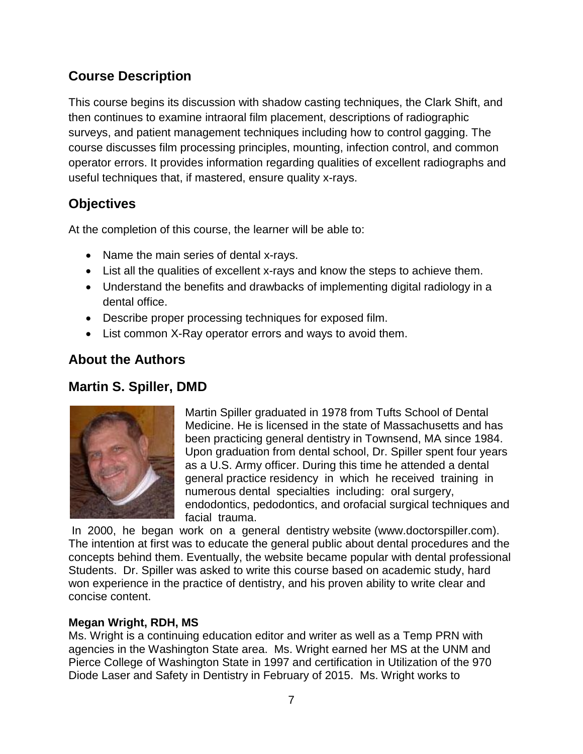## Course Description

This course begins its discussion with shadow casting techniques, the Clark Shift, and then continues to examine intraoral film placement, descriptions of radiographic surveys, and patient management techniques including how to control gagging. The course discusses film processing principles, mounting, infection control, and common operator errors. It provides information regarding qualities of excellent radiographs and useful techniques that, if mastered, ensure quality x-rays.

## Objectives

At the completion of this course, the learner will be able to:

- Name the main series of dental x-rays.
- List all the qualities of excellent x-rays and know the steps to achieve them.
- Understand the benefits and drawbacks of implementing digital radiology in a dental office.
- Describe proper processing techniques for exposed film.
- List common X-Ray operator errors and ways to avoid them.

## About the Authors

## Martin S. Spiller, DMD

Martin Spiller graduated in 1978 from Tufts School of Dental Medicine. He is licensed in the state of Massachusetts and has been practicing general dentistry in Townsend, MA since 1984. Upon graduation from dental school, Dr. Spiller spent four years as a U.S. Army officer. During this time he attended a dental general practice residency in which he received training in numerous dental specialties including: oral surgery, endodontics, pedodontics, and orofacial surgical techniques and facial trauma.

In 2000, he began work on a general dentistry website (www.doctorspiller.com). The intention at first was to educate the general public about dental procedures and the concepts behind them. Eventually, the website became popular with dental professional Students. Dr. Spiller was asked to write this course based on academic study, hard won experience in the practice of dentistry, and his proven ability to write clear and concise content.

**Megan Wright, RDH, MS**

Ms. Wright is a continuing education editor and writer as well as a Temp PRN with agencies in the Washington State area. Ms. Wright earned her MS at the UNM and Pierce College of Washington State in 1997 and certification in Utilization of the 970 Diode Laser and Safety in Dentistry in February of 2015. Ms. Wright works to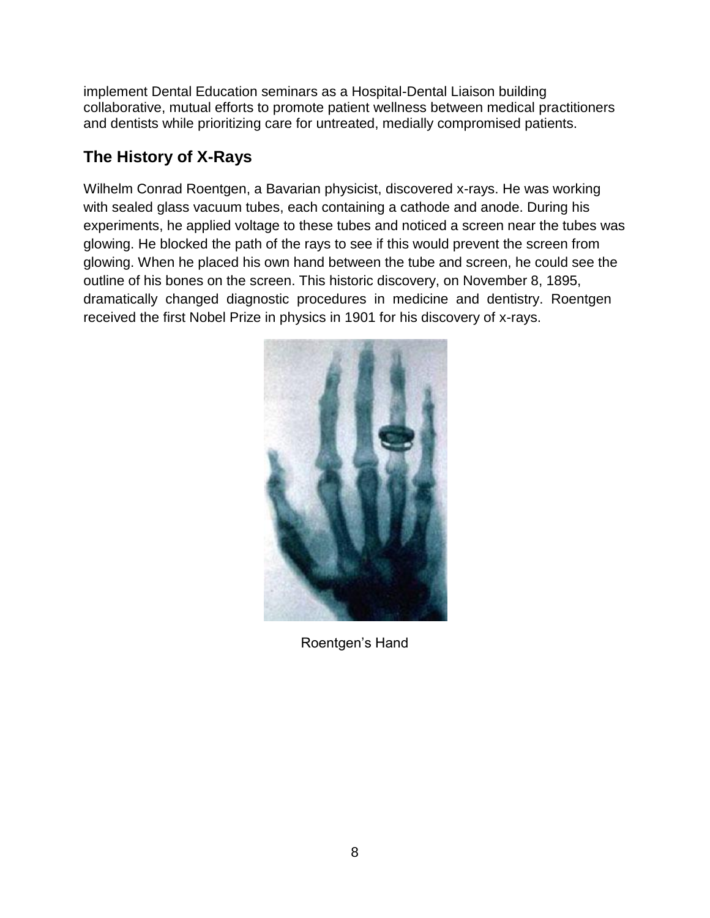implement Dental Education seminars as a Hospital-Dental Liaison building collaborative, mutual efforts to promote patient wellness between medical practitioners and dentists while prioritizing care for untreated, medially compromised patients.

## The History of X-Rays

Wilhelm Conrad Roentgen, a Bavarian physicist, discovered x-rays. He was working with sealed glass vacuum tubes, each containing a cathode and anode. During his experiments, he applied voltage to these tubes and noticed a screen near the tubes was glowing. He blocked the path of the rays to see if this would prevent the screen from glowing. When he placed his own hand between the tube and screen, he could see the outline of his bones on the screen. This historic discovery, on November 8, 1895, dramatically changed diagnostic procedures in medicine and dentistry. Roentgen received the first Nobel Prize in physics in 1901 for his discovery of x-rays.

Roentgen's Hand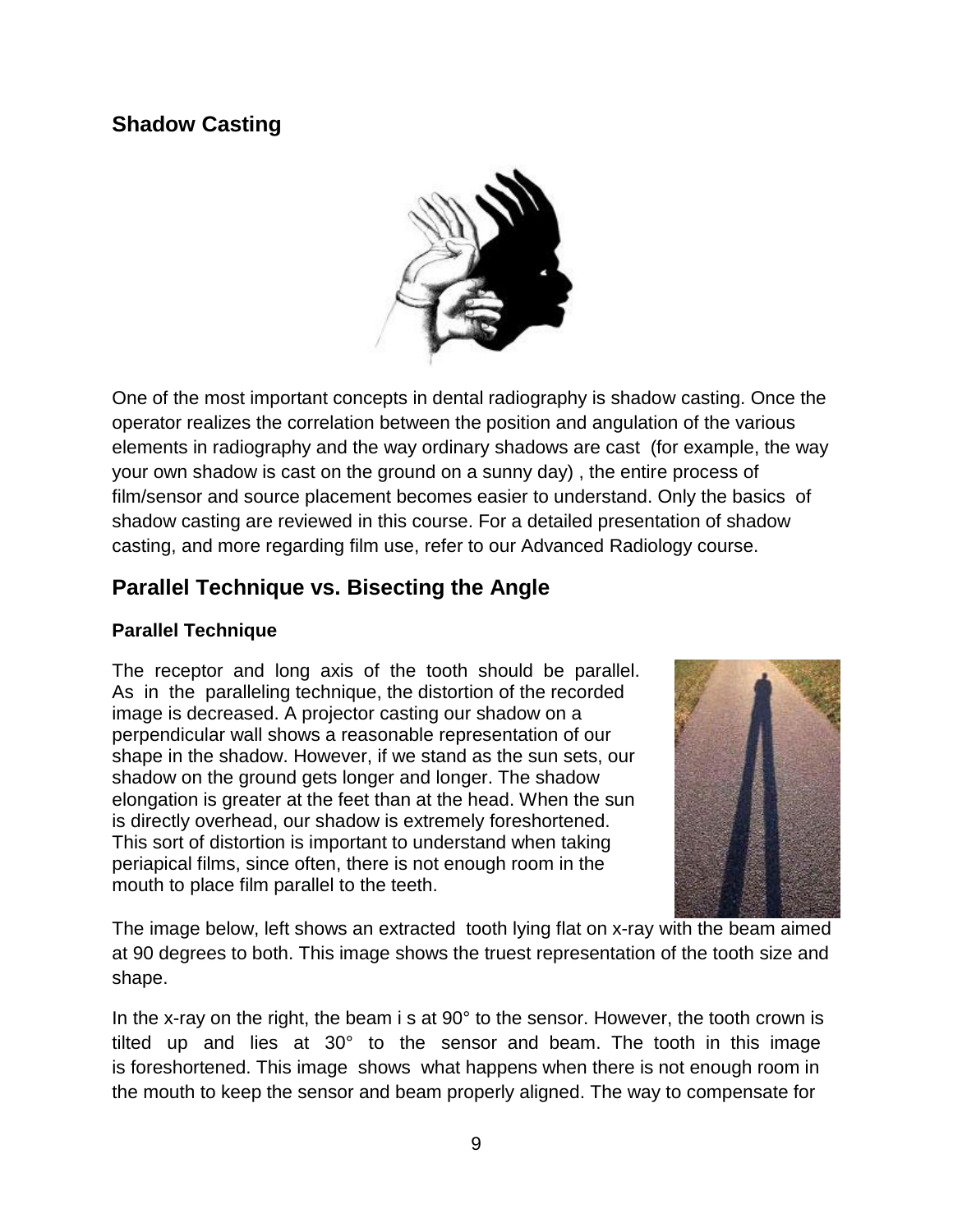## Shadow Casting

One of the most important concepts in dental radiography is shadow casting. Once the operator realizes the correlation between the position and angulation of the various elements in radiography and the way ordinary shadows are cast (for example, the way your own shadow is cast on the ground on a sunny day) , the entire process of film/sensor and source placement becomes easier to understand. Only the basics of shadow casting are reviewed in this course. For a detailed presentation of shadow casting, and more regarding film use, refer to our Advanced Radiology course.

## Parallel Technique vs. Bisecting the Angle

### Parallel Technique

The receptor and long axis of the tooth should be parallel. As in the paralleling technique, the distortion of the recorded image is decreased. A projector casting our shadow on a perpendicular wall shows a reasonable representation of our shape in the shadow. However, if we stand as the sun sets, our shadow on the ground gets longer and longer. The shadow elongation is greater at the feet than at the head. When the sun is directly overhead, our shadow is extremely foreshortened. This sort of distortion is important to understand when taking periapical films, since often, there is not enough room in the mouth to place film parallel to the teeth.

The image below, left shows an extracted tooth lying flat on x-ray with the beam aimed at 90 degrees to both. This image shows the truest representation of the tooth size and shape.

In the x-ray on the right, the beam i s at 90° to the sensor. However, the tooth crown is tilted up and lies at 30° to the sensor and beam. The tooth in this image is foreshortened. This image shows what happens when there is not enough room in the mouth to keep the sensor and beam properly aligned. The way to compensate for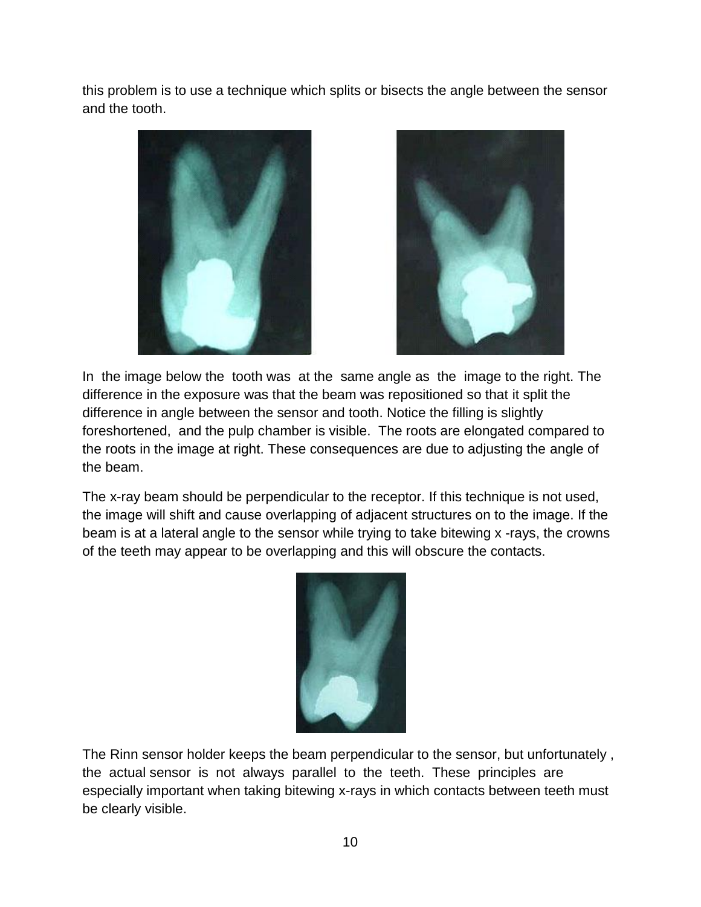this problem is to use a technique which splits or bisects the angle between the sensor and the tooth.

In the image below the tooth was at the same angle as the image to the right. The difference in the exposure was that the beam was repositioned so that it split the difference in angle between the sensor and tooth. Notice the filling is slightly foreshortened, and the pulp chamber is visible. The roots are elongated compared to the roots in the image at right. These consequences are due to adjusting the angle of the beam.

The x-ray beam should be perpendicular to the receptor. If this technique is not used, the image will shift and cause overlapping of adjacent structures on to the image. If the beam is at a lateral angle to the sensor while trying to take bitewing x -rays, the crowns of the teeth may appear to be overlapping and this will obscure the contacts.

The Rinn sensor holder keeps the beam perpendicular to the sensor, but unfortunately , the actual sensor is not always parallel to the teeth. These principles are especially important when taking bitewing x-rays in which contacts between teeth must be clearly visible.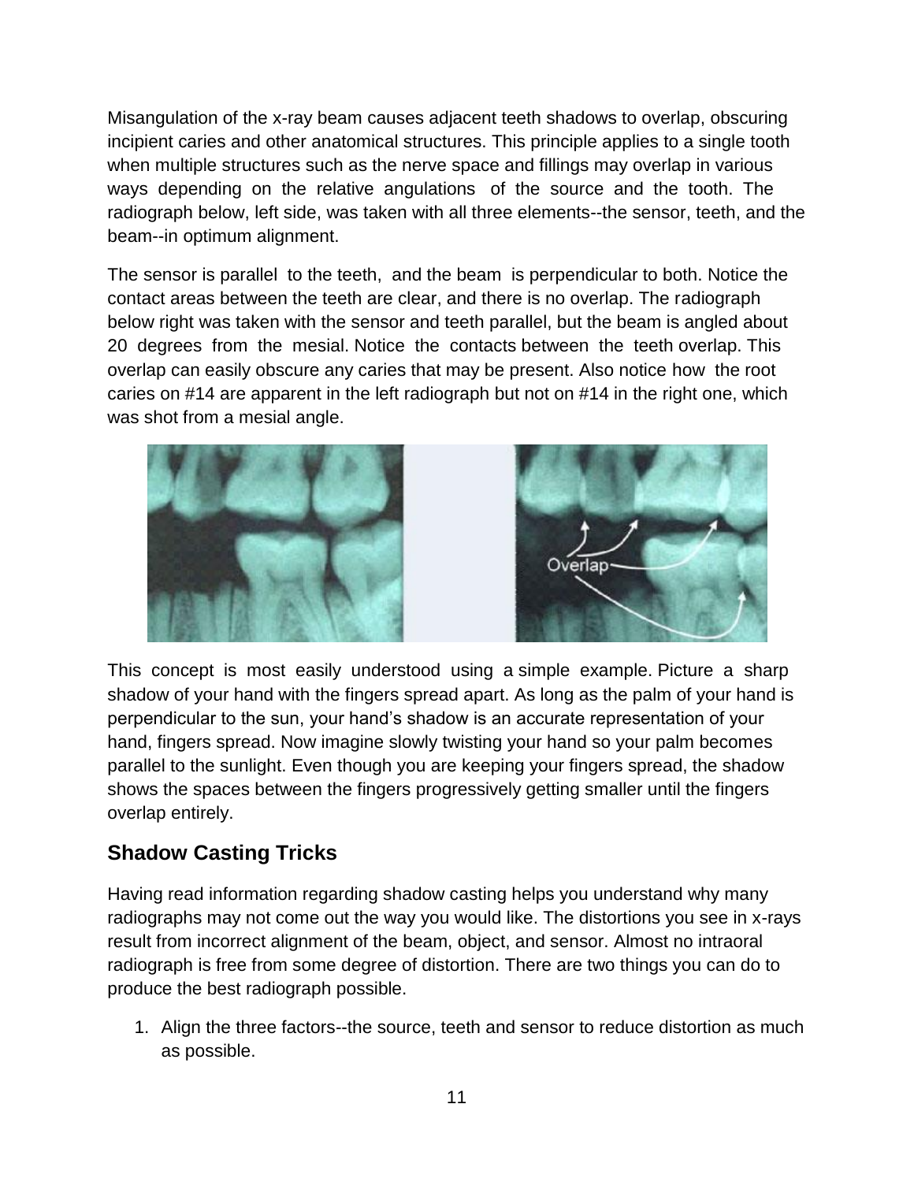Misangulation of the x-ray beam causes adjacent teeth shadows to overlap, obscuring incipient caries and other anatomical structures. This principle applies to a single tooth when multiple structures such as the nerve space and fillings may overlap in various ways depending on the relative angulations of the source and the tooth. The radiograph below, left side, was taken with all three elements--the sensor, teeth, and the beam--in optimum alignment.

The sensor is parallel to the teeth, and the beam is perpendicular to both. Notice the contact areas between the teeth are clear, and there is no overlap. The radiograph below right was taken with the sensor and teeth parallel, but the beam is angled about 20 degrees from the mesial. Notice the contacts between the teeth overlap. This overlap can easily obscure any caries that may be present. Also notice how the root caries on #14 are apparent in the left radiograph but not on #14 in the right one, which was shot from a mesial angle.

This concept is most easily understood using a simple example. Picture a sharp shadow of your hand with the fingers spread apart. As long as the palm of your hand is perpendicular to the sun, your hand's shadow is an accurate representation of your hand, fingers spread. Now imagine slowly twisting your hand so your palm becomes parallel to the sunlight. Even though you are keeping your fingers spread, the shadow shows the spaces between the fingers progressively getting smaller until the fingers overlap entirely.

## Shadow Casting Tricks

Having read information regarding shadow casting helps you understand why many radiographs may not come out the way you would like. The distortions you see in x-rays result from incorrect alignment of the beam, object, and sensor. Almost no intraoral radiograph is free from some degree of distortion. There are two things you can do to produce the best radiograph possible.

1. Align the three factors--the source, teeth and sensor to reduce distortion as much as possible.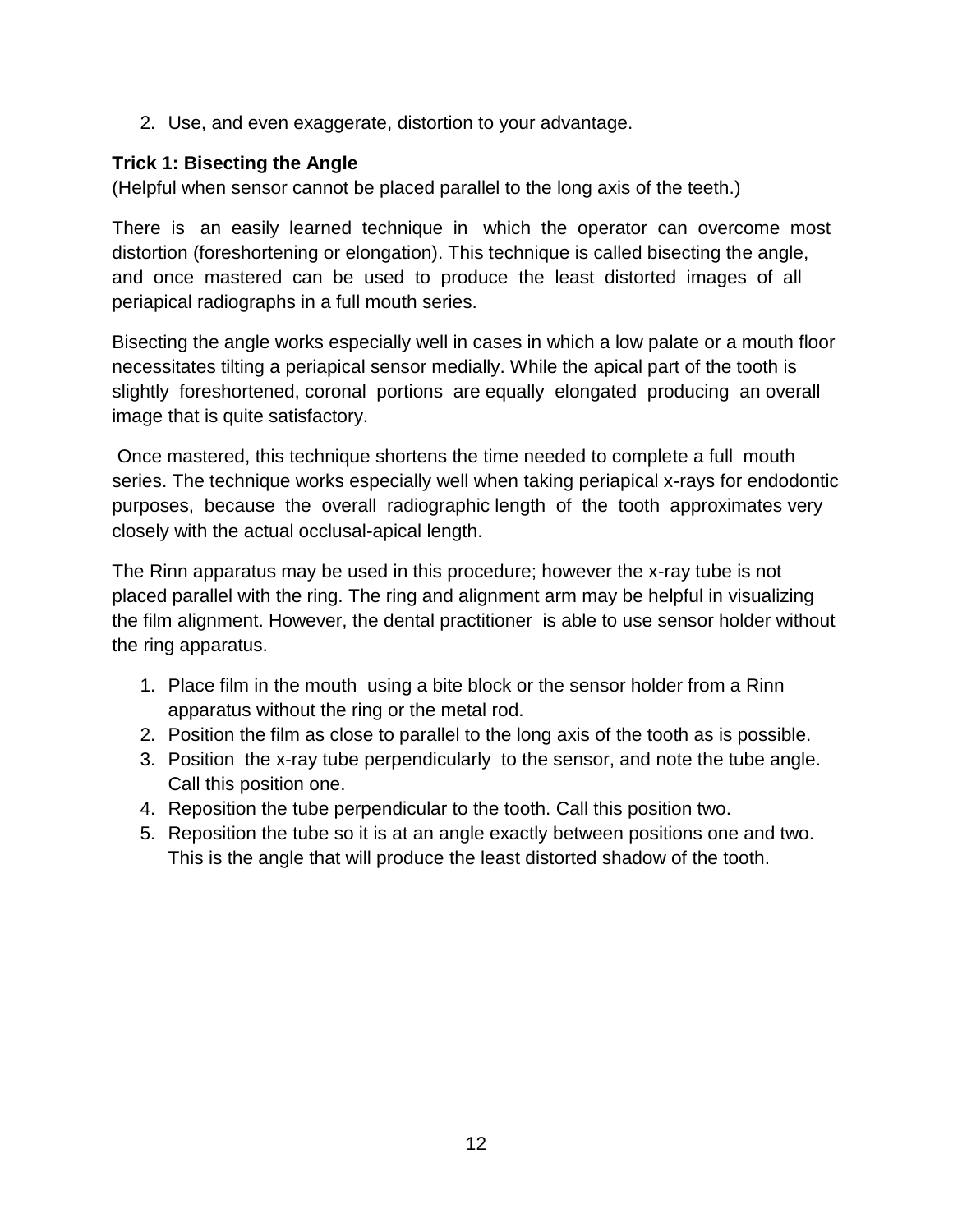2. Use, and even exaggerate, distortion to your advantage.

**Trick 1: Bisecting the Angle**
(Helpful when sensor cannot be placed parallel to the long axis of the teeth.)

There is an easily learned technique in which the operator can overcome most distortion (foreshortening or elongation). This technique is called bisecting the angle, and once mastered can be used to produce the least distorted images of all periapical radiographs in a full mouth series.

Bisecting the angle works especially well in cases in which a low palate or a mouth floor necessitates tilting a periapical sensor medially. While the apical part of the tooth is slightly foreshortened, coronal portions are equally elongated producing an overall image that is quite satisfactory.

Once mastered, this technique shortens the time needed to complete a full mouth series. The technique works especially well when taking periapical x-rays for endodontic purposes, because the overall radiographic length of the tooth approximates very closely with the actual occlusal-apical length.

The Rinn apparatus may be used in this procedure; however the x-ray tube is not placed parallel with the ring. The ring and alignment arm may be helpful in visualizing the film alignment. However, the dental practitioner is able to use sensor holder without the ring apparatus.

1. Place film in the mouth using a bite block or the sensor holder from a Rinn apparatus without the ring or the metal rod.
2. Position the film as close to parallel to the long axis of the tooth as is possible.
3. Position the x-ray tube perpendicularly to the sensor, and note the tube angle. Call this position one.
4. Reposition the tube perpendicular to the tooth. Call this position two.
5. Reposition the tube so it is at an angle exactly between positions one and two. This is the angle that will produce the least distorted shadow of the tooth.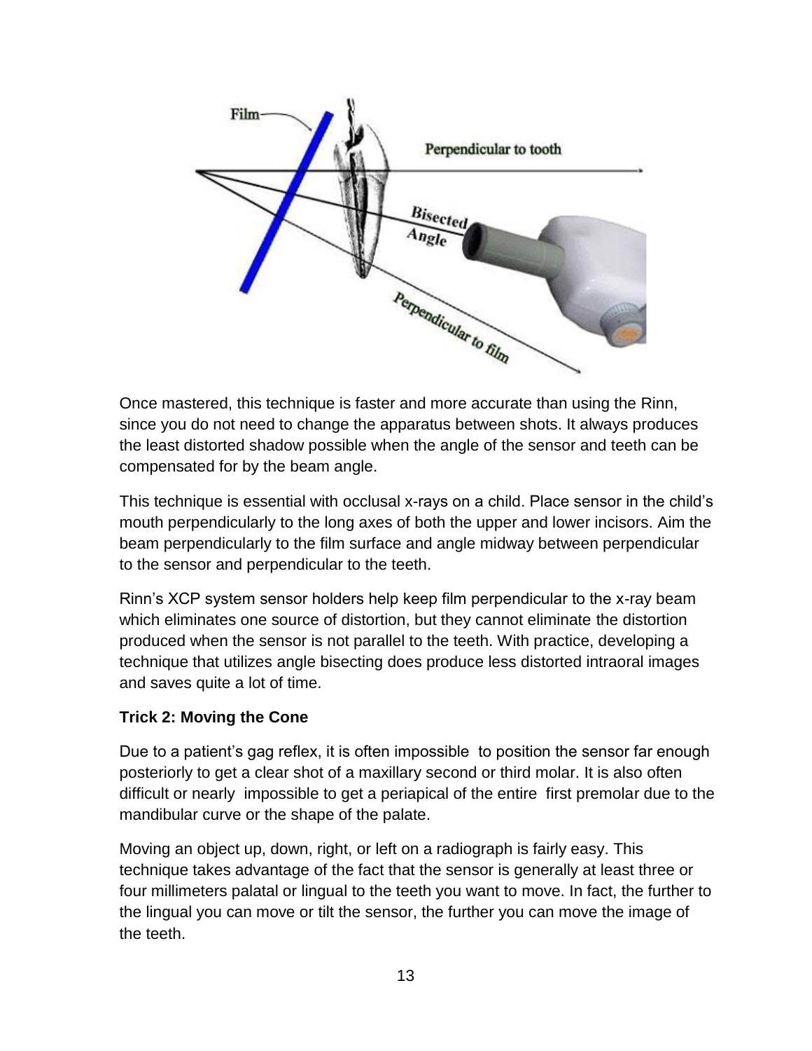Once mastered, this technique is faster and more accurate than using the Rinn, since you do not need to change the apparatus between shots. It always produces the least distorted shadow possible when the angle of the sensor and teeth can be compensated for by the beam angle.

This technique is essential with occlusal x-rays on a child. Place sensor in the child's mouth perpendicularly to the long axes of both the upper and lower incisors. Aim the beam perpendicularly to the film surface and angle midway between perpendicular to the sensor and perpendicular to the teeth.

Rinn's XCP system sensor holders help keep film perpendicular to the x-ray beam which eliminates one source of distortion, but they cannot eliminate the distortion produced when the sensor is not parallel to the teeth. With practice, developing a technique that utilizes angle bisecting does produce less distorted intraoral images and saves quite a lot of time.

**Trick 2: Moving the Cone**

Due to a patient's gag reflex, it is often impossible to position the sensor far enough posteriorly to get a clear shot of a maxillary second or third molar. It is also often difficult or nearly impossible to get a periapical of the entire first premolar due to the mandibular curve or the shape of the palate.

Moving an object up, down, right, or left on a radiograph is fairly easy. This technique takes advantage of the fact that the sensor is generally at least three or four millimeters palatal or lingual to the teeth you want to move. In fact, the further to the lingual you can move or tilt the sensor, the further you can move the image of the teeth.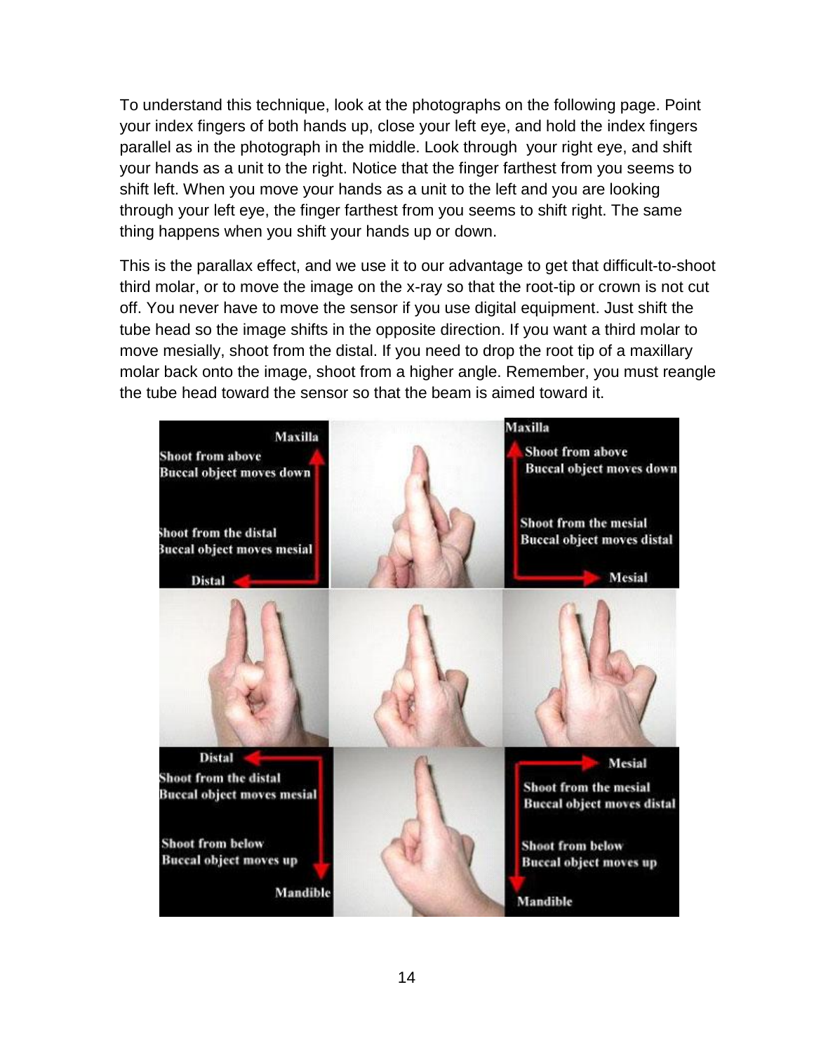To understand this technique, look at the photographs on the following page. Point your index fingers of both hands up, close your left eye, and hold the index fingers parallel as in the photograph in the middle. Look through your right eye, and shift your hands as a unit to the right. Notice that the finger farthest from you seems to shift left. When you move your hands as a unit to the left and you are looking through your left eye, the finger farthest from you seems to shift right. The same thing happens when you shift your hands up or down.

This is the parallax effect, and we use it to our advantage to get that difficult-to-shoot third molar, or to move the image on the x-ray so that the root-tip or crown is not cut off. You never have to move the sensor if you use digital equipment. Just shift the tube head so the image shifts in the opposite direction. If you want a third molar to move mesially, shoot from the distal. If you need to drop the root tip of a maxillary molar back onto the image, shoot from a higher angle. Remember, you must reangle the tube head toward the sensor so that the beam is aimed toward it.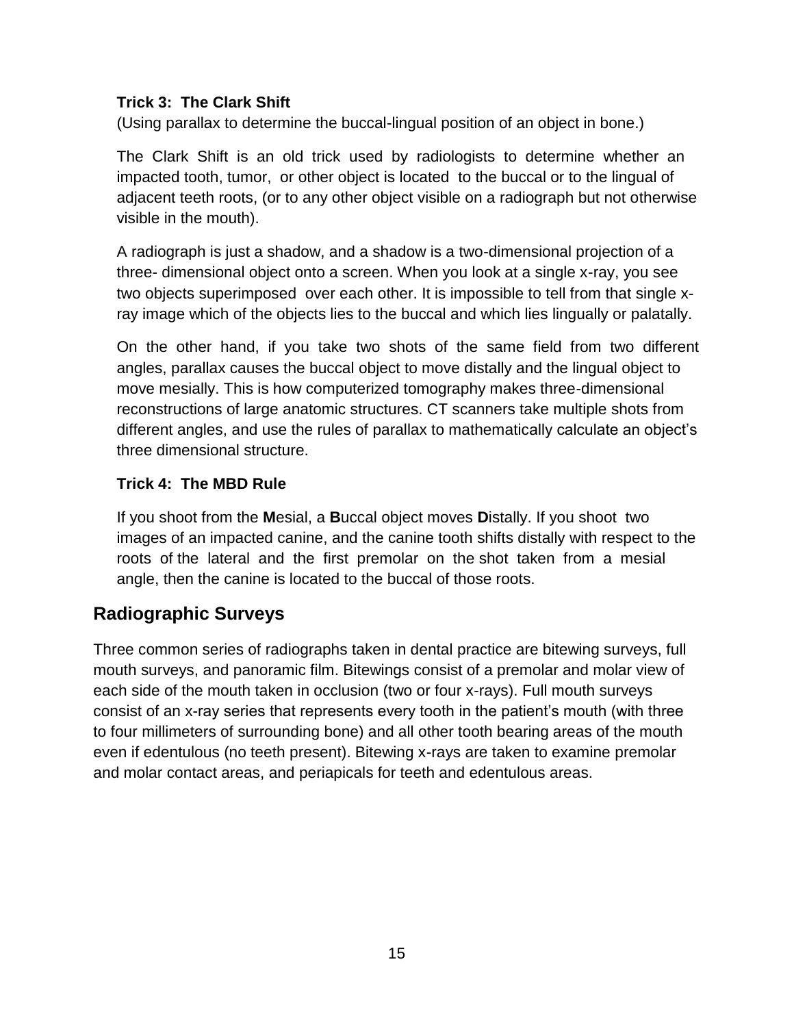**Trick 3: The Clark Shift**

(Using parallax to determine the buccal-lingual position of an object in bone.)

The Clark Shift is an old trick used by radiologists to determine whether an impacted tooth, tumor, or other object is located to the buccal or to the lingual of adjacent teeth roots, (or to any other object visible on a radiograph but not otherwise visible in the mouth).

A radiograph is just a shadow, and a shadow is a two-dimensional projection of a three- dimensional object onto a screen. When you look at a single x-ray, you see two objects superimposed over each other. It is impossible to tell from that single x-ray image which of the objects lies to the buccal and which lies lingually or palatally.

On the other hand, if you take two shots of the same field from two different angles, parallax causes the buccal object to move distally and the lingual object to move mesially. This is how computerized tomography makes three-dimensional reconstructions of large anatomic structures. CT scanners take multiple shots from different angles, and use the rules of parallax to mathematically calculate an object's three dimensional structure.

**Trick 4: The MBD Rule**

If you shoot from the **M**esial, a **B**uccal object moves **D**istally. If you shoot two images of an impacted canine, and the canine tooth shifts distally with respect to the roots of the lateral and the first premolar on the shot taken from a mesial angle, then the canine is located to the buccal of those roots.

## Radiographic Surveys

Three common series of radiographs taken in dental practice are bitewing surveys, full mouth surveys, and panoramic film. Bitewings consist of a premolar and molar view of each side of the mouth taken in occlusion (two or four x-rays). Full mouth surveys consist of an x-ray series that represents every tooth in the patient's mouth (with three to four millimeters of surrounding bone) and all other tooth bearing areas of the mouth even if edentulous (no teeth present). Bitewing x-rays are taken to examine premolar and molar contact areas, and periapicals for teeth and edentulous areas.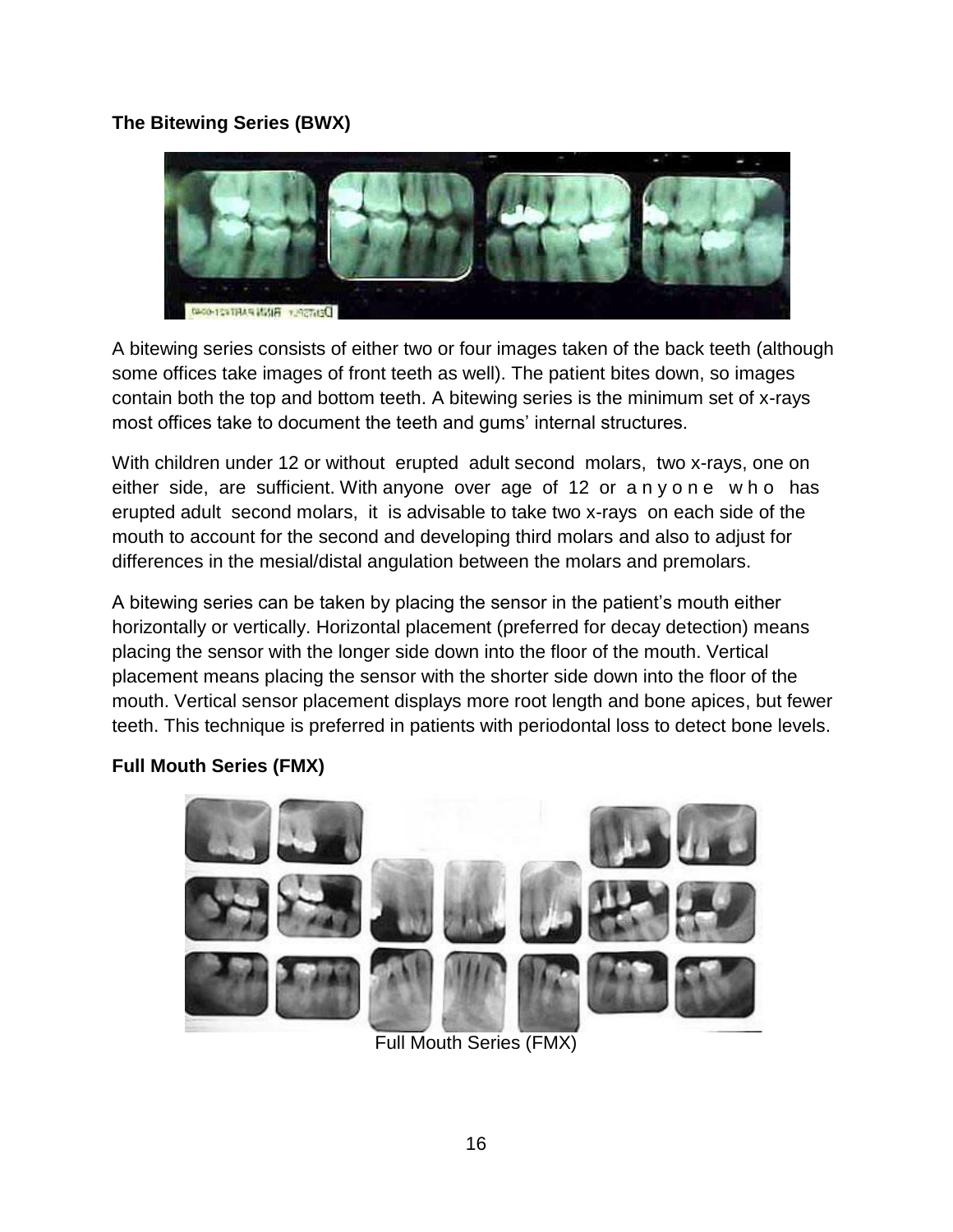**The Bitewing Series (BWX)**

A bitewing series consists of either two or four images taken of the back teeth (although some offices take images of front teeth as well). The patient bites down, so images contain both the top and bottom teeth. A bitewing series is the minimum set of x-rays most offices take to document the teeth and gums' internal structures.

With children under 12 or without erupted adult second molars, two x-rays, one on either side, are sufficient. With anyone over age of 12 or anyone who has erupted adult second molars, it is advisable to take two x-rays on each side of the mouth to account for the second and developing third molars and also to adjust for differences in the mesial/distal angulation between the molars and premolars.

A bitewing series can be taken by placing the sensor in the patient's mouth either horizontally or vertically. Horizontal placement (preferred for decay detection) means placing the sensor with the longer side down into the floor of the mouth. Vertical placement means placing the sensor with the shorter side down into the floor of the mouth. Vertical sensor placement displays more root length and bone apices, but fewer teeth. This technique is preferred in patients with periodontal loss to detect bone levels.

**Full Mouth Series (FMX)**

Full Mouth Series (FMX)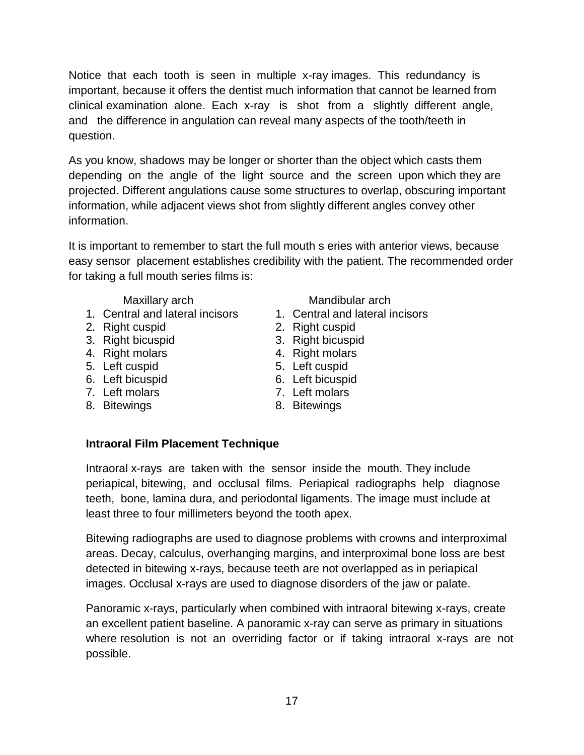Notice that each tooth is seen in multiple x-ray images. This redundancy is important, because it offers the dentist much information that cannot be learned from clinical examination alone. Each x-ray is shot from a slightly different angle, and the difference in angulation can reveal many aspects of the tooth/teeth in question.

As you know, shadows may be longer or shorter than the object which casts them depending on the angle of the light source and the screen upon which they are projected. Different angulations cause some structures to overlap, obscuring important information, while adjacent views shot from slightly different angles convey other information.

It is important to remember to start the full mouth s eries with anterior views, because easy sensor placement establishes credibility with the patient. The recommended order for taking a full mouth series films is:

| Maxillary arch | Mandibular arch |
|---|---|
| 1. Central and lateral incisors | 1. Central and lateral incisors |
| 2. Right cuspid | 2. Right cuspid |
| 3. Right bicuspid | 3. Right bicuspid |
| 4. Right molars | 4. Right molars |
| 5. Left cuspid | 5. Left cuspid |
| 6. Left bicuspid | 6. Left bicuspid |
| 7. Left molars | 7. Left molars |
| 8. Bitewings | 8. Bitewings |

### Intraoral Film Placement Technique

Intraoral x-rays are taken with the sensor inside the mouth. They include periapical, bitewing, and occlusal films. Periapical radiographs help diagnose teeth, bone, lamina dura, and periodontal ligaments. The image must include at least three to four millimeters beyond the tooth apex.

Bitewing radiographs are used to diagnose problems with crowns and interproximal areas. Decay, calculus, overhanging margins, and interproximal bone loss are best detected in bitewing x-rays, because teeth are not overlapped as in periapical images. Occlusal x-rays are used to diagnose disorders of the jaw or palate.

Panoramic x-rays, particularly when combined with intraoral bitewing x-rays, create an excellent patient baseline. A panoramic x-ray can serve as primary in situations where resolution is not an overriding factor or if taking intraoral x-rays are not possible.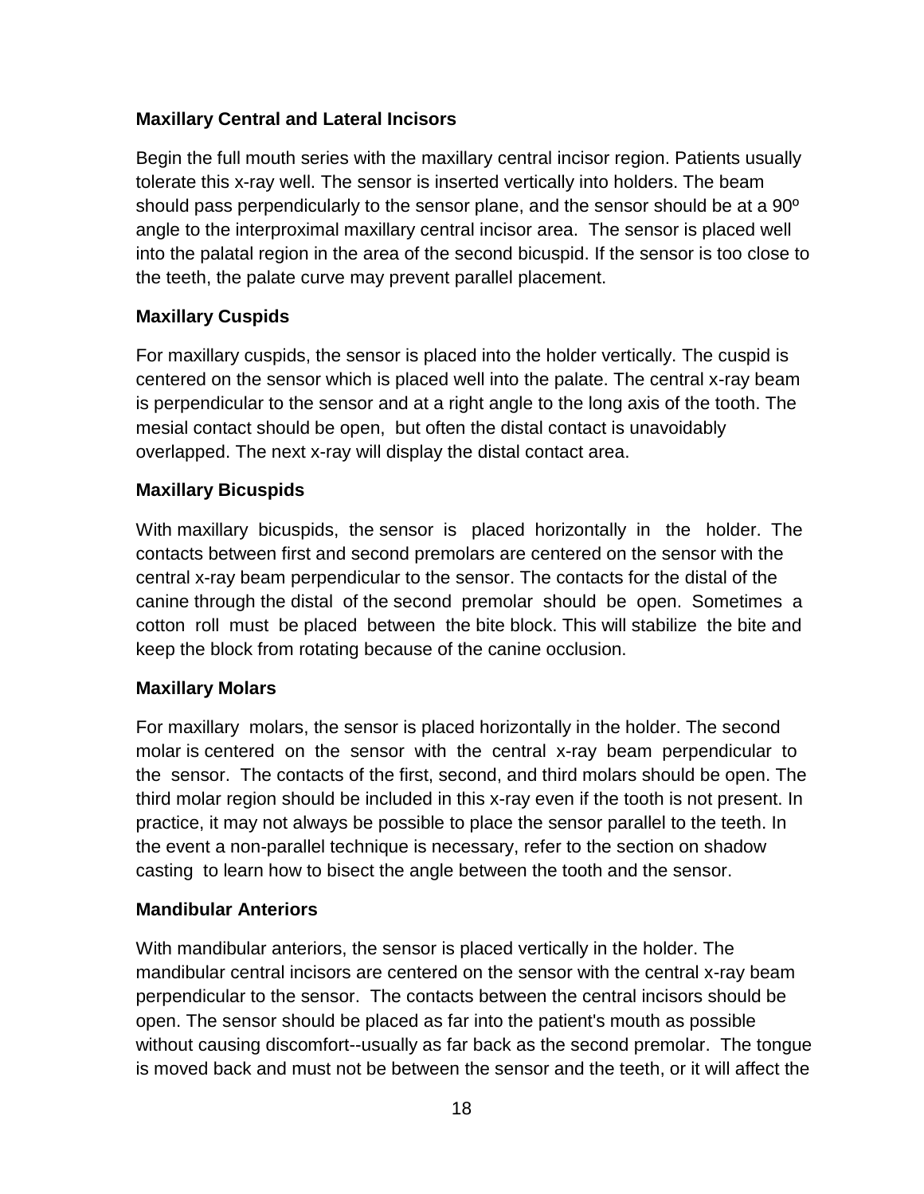**Maxillary Central and Lateral Incisors**

Begin the full mouth series with the maxillary central incisor region. Patients usually tolerate this x-ray well. The sensor is inserted vertically into holders. The beam should pass perpendicularly to the sensor plane, and the sensor should be at a 90º angle to the interproximal maxillary central incisor area. The sensor is placed well into the palatal region in the area of the second bicuspid. If the sensor is too close to the teeth, the palate curve may prevent parallel placement.

**Maxillary Cuspids**

For maxillary cuspids, the sensor is placed into the holder vertically. The cuspid is centered on the sensor which is placed well into the palate. The central x-ray beam is perpendicular to the sensor and at a right angle to the long axis of the tooth. The mesial contact should be open, but often the distal contact is unavoidably overlapped. The next x-ray will display the distal contact area.

**Maxillary Bicuspids**

With maxillary bicuspids, the sensor is placed horizontally in the holder. The contacts between first and second premolars are centered on the sensor with the central x-ray beam perpendicular to the sensor. The contacts for the distal of the canine through the distal of the second premolar should be open. Sometimes a cotton roll must be placed between the bite block. This will stabilize the bite and keep the block from rotating because of the canine occlusion.

**Maxillary Molars**

For maxillary molars, the sensor is placed horizontally in the holder. The second molar is centered on the sensor with the central x-ray beam perpendicular to the sensor. The contacts of the first, second, and third molars should be open. The third molar region should be included in this x-ray even if the tooth is not present. In practice, it may not always be possible to place the sensor parallel to the teeth. In the event a non-parallel technique is necessary, refer to the section on shadow casting to learn how to bisect the angle between the tooth and the sensor.

**Mandibular Anteriors**

With mandibular anteriors, the sensor is placed vertically in the holder. The mandibular central incisors are centered on the sensor with the central x-ray beam perpendicular to the sensor. The contacts between the central incisors should be open. The sensor should be placed as far into the patient's mouth as possible without causing discomfort--usually as far back as the second premolar. The tongue is moved back and must not be between the sensor and the teeth, or it will affect the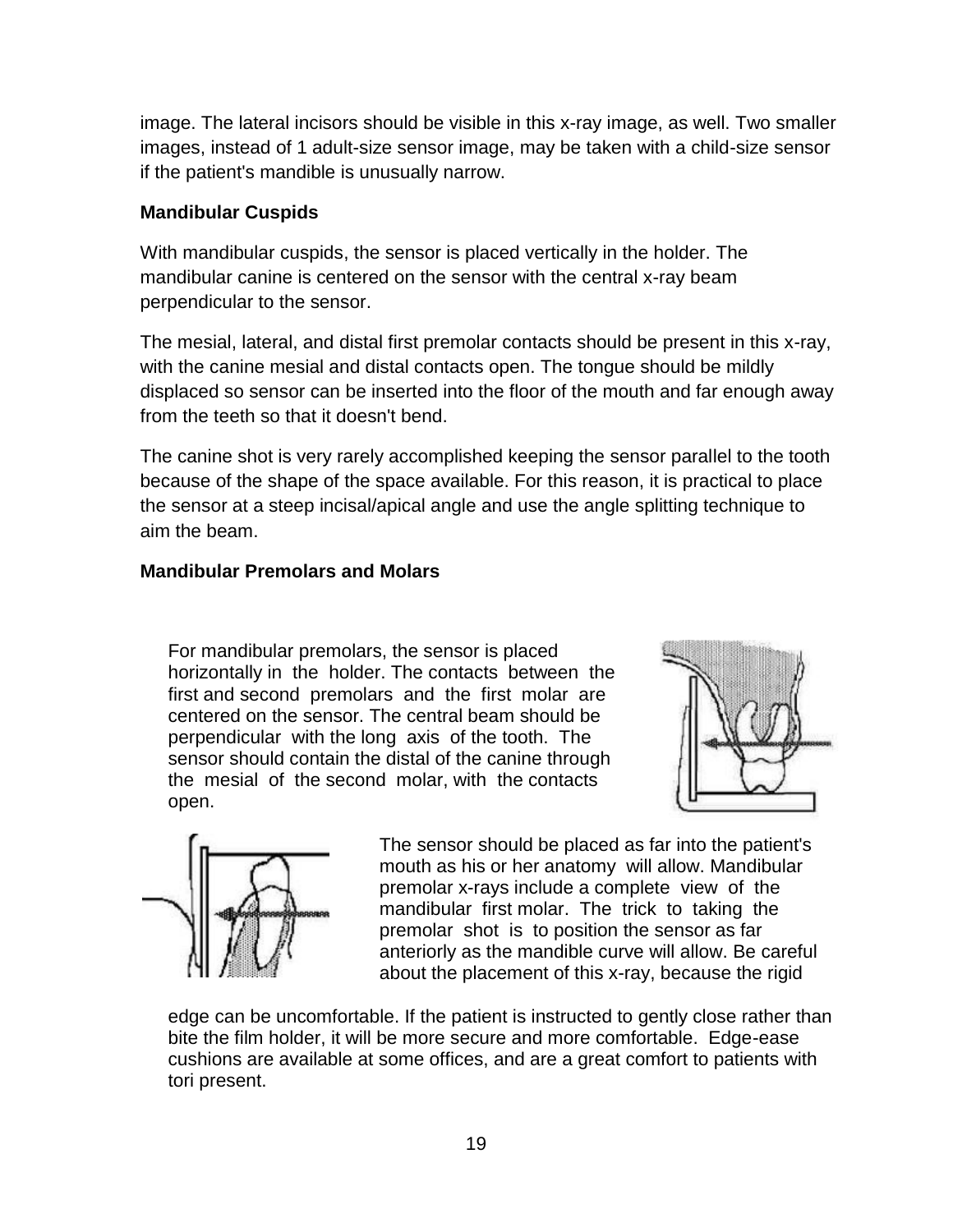image. The lateral incisors should be visible in this x-ray image, as well. Two smaller images, instead of 1 adult-size sensor image, may be taken with a child-size sensor if the patient's mandible is unusually narrow.

**Mandibular Cuspids**

With mandibular cuspids, the sensor is placed vertically in the holder. The mandibular canine is centered on the sensor with the central x-ray beam perpendicular to the sensor.

The mesial, lateral, and distal first premolar contacts should be present in this x-ray, with the canine mesial and distal contacts open. The tongue should be mildly displaced so sensor can be inserted into the floor of the mouth and far enough away from the teeth so that it doesn't bend.

The canine shot is very rarely accomplished keeping the sensor parallel to the tooth because of the shape of the space available. For this reason, it is practical to place the sensor at a steep incisal/apical angle and use the angle splitting technique to aim the beam.

**Mandibular Premolars and Molars**

For mandibular premolars, the sensor is placed horizontally in the holder. The contacts between the first and second premolars and the first molar are centered on the sensor. The central beam should be perpendicular with the long axis of the tooth. The sensor should contain the distal of the canine through the mesial of the second molar, with the contacts open.

The sensor should be placed as far into the patient's mouth as his or her anatomy will allow. Mandibular premolar x-rays include a complete view of the mandibular first molar. The trick to taking the premolar shot is to position the sensor as far anteriorly as the mandible curve will allow. Be careful about the placement of this x-ray, because the rigid edge can be uncomfortable. If the patient is instructed to gently close rather than bite the film holder, it will be more secure and more comfortable. Edge-ease cushions are available at some offices, and are a great comfort to patients with tori present.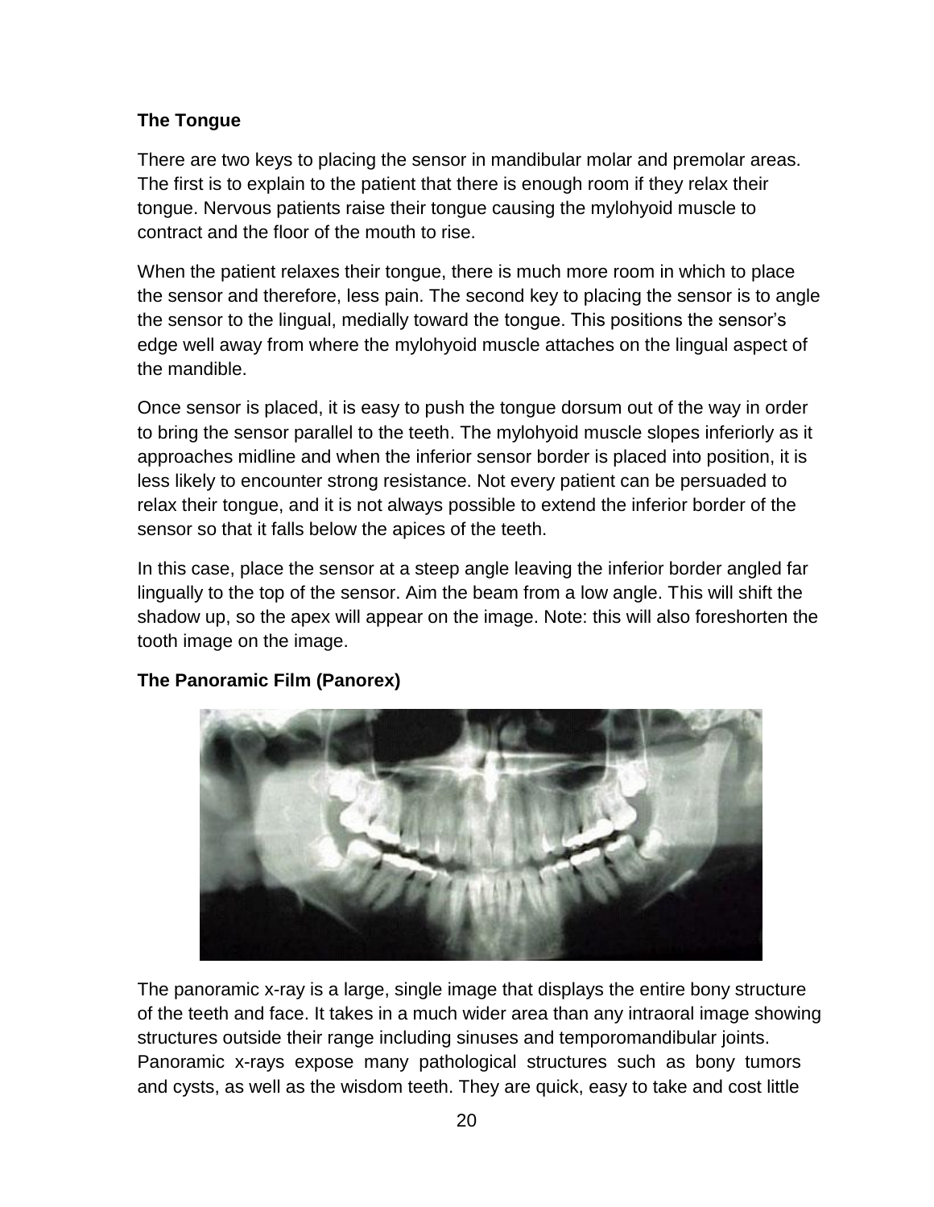### The Tongue

There are two keys to placing the sensor in mandibular molar and premolar areas. The first is to explain to the patient that there is enough room if they relax their tongue. Nervous patients raise their tongue causing the mylohyoid muscle to contract and the floor of the mouth to rise.

When the patient relaxes their tongue, there is much more room in which to place the sensor and therefore, less pain. The second key to placing the sensor is to angle the sensor to the lingual, medially toward the tongue. This positions the sensor's edge well away from where the mylohyoid muscle attaches on the lingual aspect of the mandible.

Once sensor is placed, it is easy to push the tongue dorsum out of the way in order to bring the sensor parallel to the teeth. The mylohyoid muscle slopes inferiorly as it approaches midline and when the inferior sensor border is placed into position, it is less likely to encounter strong resistance. Not every patient can be persuaded to relax their tongue, and it is not always possible to extend the inferior border of the sensor so that it falls below the apices of the teeth.

In this case, place the sensor at a steep angle leaving the inferior border angled far lingually to the top of the sensor. Aim the beam from a low angle. This will shift the shadow up, so the apex will appear on the image. Note: this will also foreshorten the tooth image on the image.

### The Panoramic Film (Panorex)

The panoramic x-ray is a large, single image that displays the entire bony structure of the teeth and face. It takes in a much wider area than any intraoral image showing structures outside their range including sinuses and temporomandibular joints. Panoramic x-rays expose many pathological structures such as bony tumors and cysts, as well as the wisdom teeth. They are quick, easy to take and cost little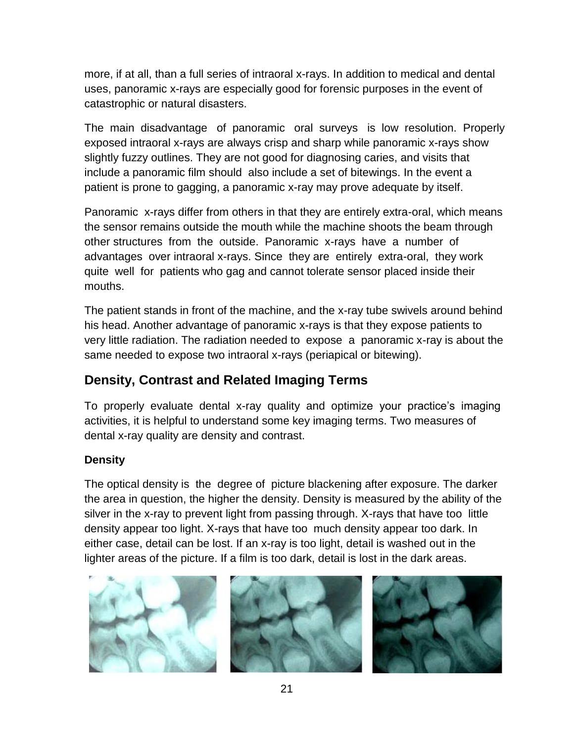more, if at all, than a full series of intraoral x-rays. In addition to medical and dental uses, panoramic x-rays are especially good for forensic purposes in the event of catastrophic or natural disasters.

The main disadvantage of panoramic oral surveys is low resolution. Properly exposed intraoral x-rays are always crisp and sharp while panoramic x-rays show slightly fuzzy outlines. They are not good for diagnosing caries, and visits that include a panoramic film should also include a set of bitewings. In the event a patient is prone to gagging, a panoramic x-ray may prove adequate by itself.

Panoramic x-rays differ from others in that they are entirely extra-oral, which means the sensor remains outside the mouth while the machine shoots the beam through other structures from the outside. Panoramic x-rays have a number of advantages over intraoral x-rays. Since they are entirely extra-oral, they work quite well for patients who gag and cannot tolerate sensor placed inside their mouths.

The patient stands in front of the machine, and the x-ray tube swivels around behind his head. Another advantage of panoramic x-rays is that they expose patients to very little radiation. The radiation needed to expose a panoramic x-ray is about the same needed to expose two intraoral x-rays (periapical or bitewing).

## Density, Contrast and Related Imaging Terms

To properly evaluate dental x-ray quality and optimize your practice's imaging activities, it is helpful to understand some key imaging terms. Two measures of dental x-ray quality are density and contrast.

### Density

The optical density is the degree of picture blackening after exposure. The darker the area in question, the higher the density. Density is measured by the ability of the silver in the x-ray to prevent light from passing through. X-rays that have too little density appear too light. X-rays that have too much density appear too dark. In either case, detail can be lost. If an x-ray is too light, detail is washed out in the lighter areas of the picture. If a film is too dark, detail is lost in the dark areas.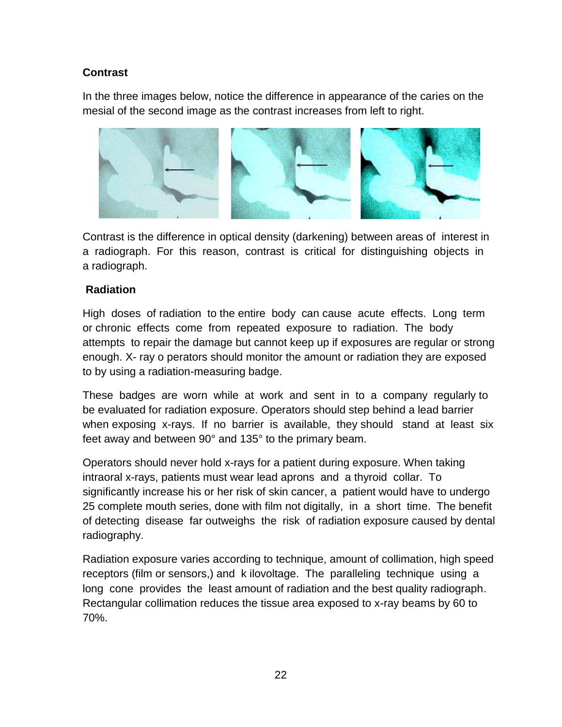**Contrast**

In the three images below, notice the difference in appearance of the caries on the mesial of the second image as the contrast increases from left to right.

Contrast is the difference in optical density (darkening) between areas of interest in a radiograph. For this reason, contrast is critical for distinguishing objects in a radiograph.

**Radiation**

High doses of radiation to the entire body can cause acute effects. Long term or chronic effects come from repeated exposure to radiation. The body attempts to repair the damage but cannot keep up if exposures are regular or strong enough. X- ray o perators should monitor the amount or radiation they are exposed to by using a radiation-measuring badge.

These badges are worn while at work and sent in to a company regularly to be evaluated for radiation exposure. Operators should step behind a lead barrier when exposing x-rays. If no barrier is available, they should stand at least six feet away and between 90° and 135° to the primary beam.

Operators should never hold x-rays for a patient during exposure. When taking intraoral x-rays, patients must wear lead aprons and a thyroid collar. To significantly increase his or her risk of skin cancer, a patient would have to undergo 25 complete mouth series, done with film not digitally, in a short time. The benefit of detecting disease far outweighs the risk of radiation exposure caused by dental radiography.

Radiation exposure varies according to technique, amount of collimation, high speed receptors (film or sensors,) and k ilovoltage. The paralleling technique using a long cone provides the least amount of radiation and the best quality radiograph. Rectangular collimation reduces the tissue area exposed to x-ray beams by 60 to 70%.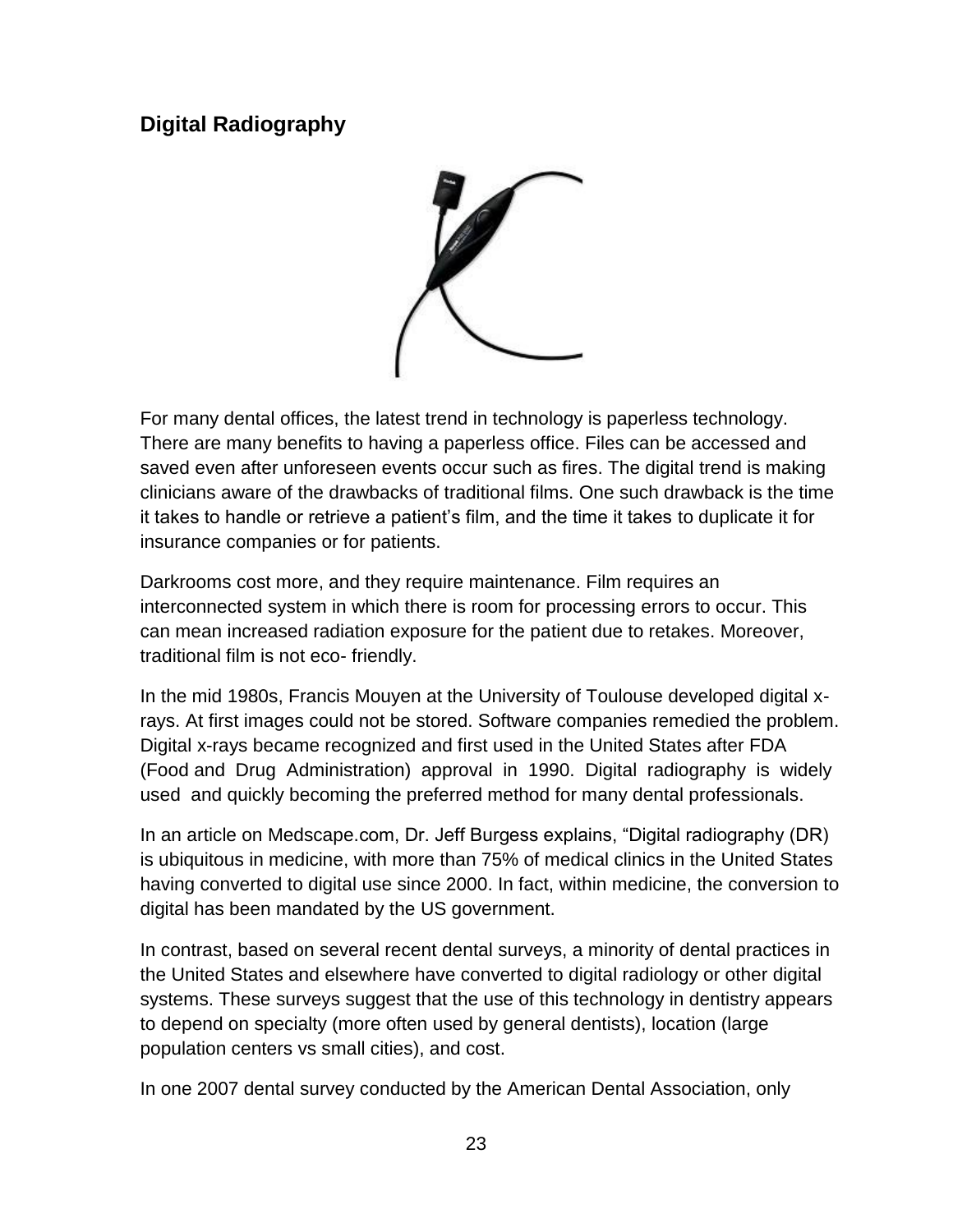## Digital Radiography

For many dental offices, the latest trend in technology is paperless technology. There are many benefits to having a paperless office. Files can be accessed and saved even after unforeseen events occur such as fires. The digital trend is making clinicians aware of the drawbacks of traditional films. One such drawback is the time it takes to handle or retrieve a patient's film, and the time it takes to duplicate it for insurance companies or for patients.

Darkrooms cost more, and they require maintenance. Film requires an interconnected system in which there is room for processing errors to occur. This can mean increased radiation exposure for the patient due to retakes. Moreover, traditional film is not eco- friendly.

In the mid 1980s, Francis Mouyen at the University of Toulouse developed digital x-rays. At first images could not be stored. Software companies remedied the problem. Digital x-rays became recognized and first used in the United States after FDA (Food and Drug Administration) approval in 1990. Digital radiography is widely used and quickly becoming the preferred method for many dental professionals.

In an article on Medscape.com, Dr. Jeff Burgess explains, "Digital radiography (DR) is ubiquitous in medicine, with more than 75% of medical clinics in the United States having converted to digital use since 2000. In fact, within medicine, the conversion to digital has been mandated by the US government.

In contrast, based on several recent dental surveys, a minority of dental practices in the United States and elsewhere have converted to digital radiology or other digital systems. These surveys suggest that the use of this technology in dentistry appears to depend on specialty (more often used by general dentists), location (large population centers vs small cities), and cost.

In one 2007 dental survey conducted by the American Dental Association, only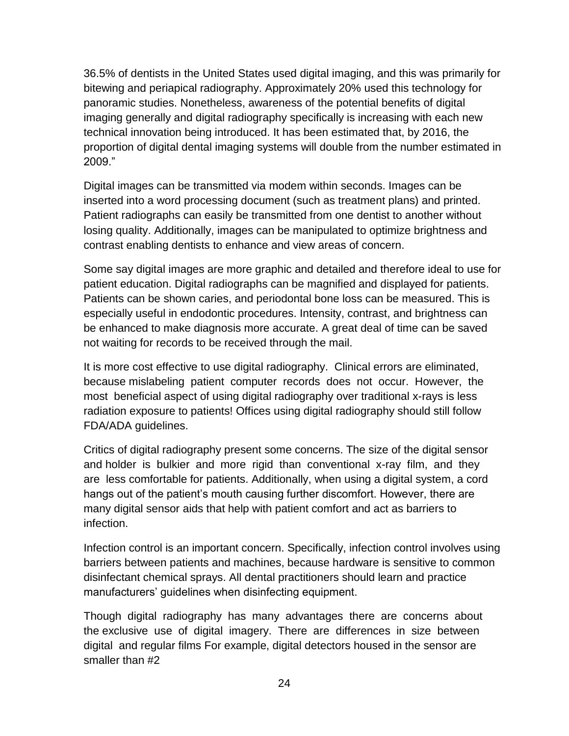36.5% of dentists in the United States used digital imaging, and this was primarily for bitewing and periapical radiography. Approximately 20% used this technology for panoramic studies. Nonetheless, awareness of the potential benefits of digital imaging generally and digital radiography specifically is increasing with each new technical innovation being introduced. It has been estimated that, by 2016, the proportion of digital dental imaging systems will double from the number estimated in 2009."

Digital images can be transmitted via modem within seconds. Images can be inserted into a word processing document (such as treatment plans) and printed. Patient radiographs can easily be transmitted from one dentist to another without losing quality. Additionally, images can be manipulated to optimize brightness and contrast enabling dentists to enhance and view areas of concern.

Some say digital images are more graphic and detailed and therefore ideal to use for patient education. Digital radiographs can be magnified and displayed for patients. Patients can be shown caries, and periodontal bone loss can be measured. This is especially useful in endodontic procedures. Intensity, contrast, and brightness can be enhanced to make diagnosis more accurate. A great deal of time can be saved not waiting for records to be received through the mail.

It is more cost effective to use digital radiography. Clinical errors are eliminated, because mislabeling patient computer records does not occur. However, the most beneficial aspect of using digital radiography over traditional x-rays is less radiation exposure to patients! Offices using digital radiography should still follow FDA/ADA guidelines.

Critics of digital radiography present some concerns. The size of the digital sensor and holder is bulkier and more rigid than conventional x-ray film, and they are less comfortable for patients. Additionally, when using a digital system, a cord hangs out of the patient's mouth causing further discomfort. However, there are many digital sensor aids that help with patient comfort and act as barriers to infection.

Infection control is an important concern. Specifically, infection control involves using barriers between patients and machines, because hardware is sensitive to common disinfectant chemical sprays. All dental practitioners should learn and practice manufacturers' guidelines when disinfecting equipment.

Though digital radiography has many advantages there are concerns about the exclusive use of digital imagery. There are differences in size between digital and regular films For example, digital detectors housed in the sensor are smaller than #2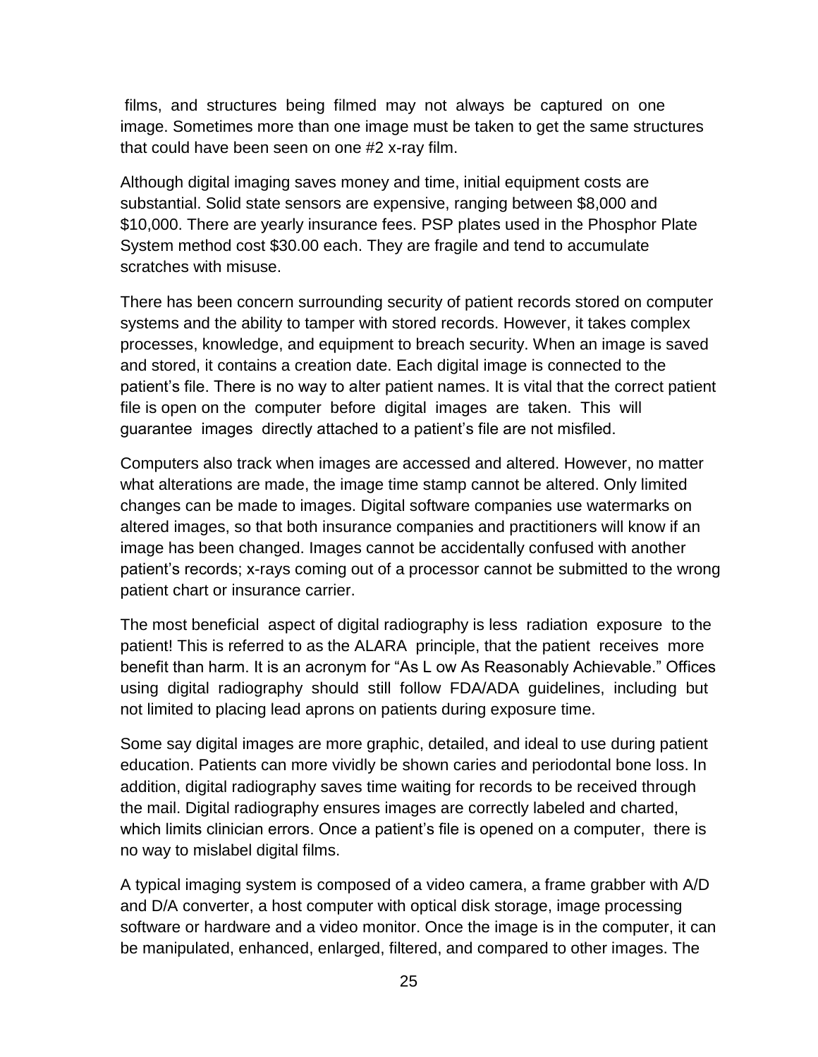films, and structures being filmed may not always be captured on one image. Sometimes more than one image must be taken to get the same structures that could have been seen on one #2 x-ray film.

Although digital imaging saves money and time, initial equipment costs are substantial. Solid state sensors are expensive, ranging between $8,000 and $10,000. There are yearly insurance fees. PSP plates used in the Phosphor Plate System method cost $30.00 each. They are fragile and tend to accumulate scratches with misuse.

There has been concern surrounding security of patient records stored on computer systems and the ability to tamper with stored records. However, it takes complex processes, knowledge, and equipment to breach security. When an image is saved and stored, it contains a creation date. Each digital image is connected to the patient's file. There is no way to alter patient names. It is vital that the correct patient file is open on the computer before digital images are taken. This will guarantee images directly attached to a patient's file are not misfiled.

Computers also track when images are accessed and altered. However, no matter what alterations are made, the image time stamp cannot be altered. Only limited changes can be made to images. Digital software companies use watermarks on altered images, so that both insurance companies and practitioners will know if an image has been changed. Images cannot be accidentally confused with another patient's records; x-rays coming out of a processor cannot be submitted to the wrong patient chart or insurance carrier.

The most beneficial aspect of digital radiography is less radiation exposure to the patient! This is referred to as the ALARA principle, that the patient receives more benefit than harm. It is an acronym for "As L ow As Reasonably Achievable." Offices using digital radiography should still follow FDA/ADA guidelines, including but not limited to placing lead aprons on patients during exposure time.

Some say digital images are more graphic, detailed, and ideal to use during patient education. Patients can more vividly be shown caries and periodontal bone loss. In addition, digital radiography saves time waiting for records to be received through the mail. Digital radiography ensures images are correctly labeled and charted, which limits clinician errors. Once a patient's file is opened on a computer, there is no way to mislabel digital films.

A typical imaging system is composed of a video camera, a frame grabber with A/D and D/A converter, a host computer with optical disk storage, image processing software or hardware and a video monitor. Once the image is in the computer, it can be manipulated, enhanced, enlarged, filtered, and compared to other images. The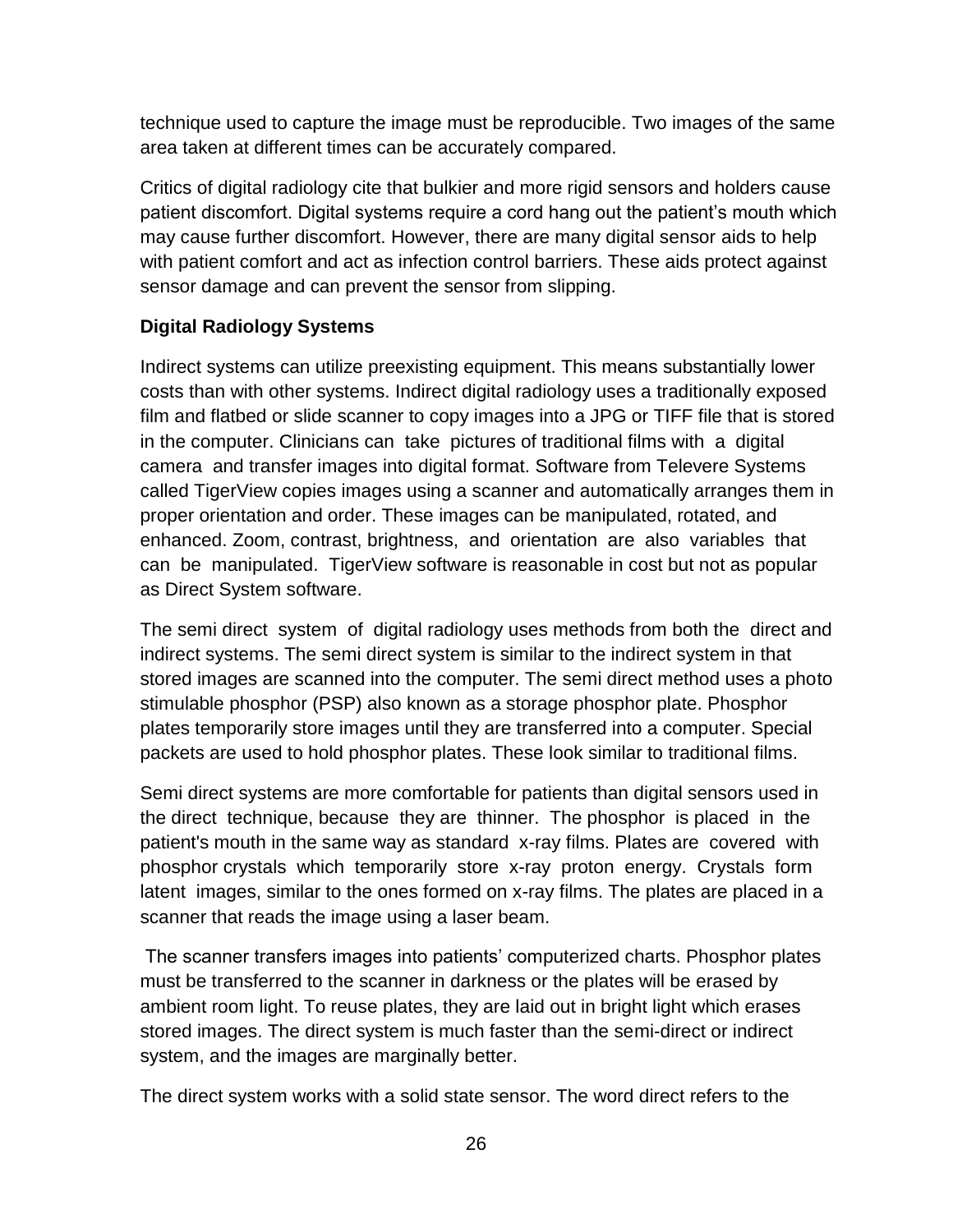technique used to capture the image must be reproducible. Two images of the same area taken at different times can be accurately compared.

Critics of digital radiology cite that bulkier and more rigid sensors and holders cause patient discomfort. Digital systems require a cord hang out the patient's mouth which may cause further discomfort. However, there are many digital sensor aids to help with patient comfort and act as infection control barriers. These aids protect against sensor damage and can prevent the sensor from slipping.

**Digital Radiology Systems**

Indirect systems can utilize preexisting equipment. This means substantially lower costs than with other systems. Indirect digital radiology uses a traditionally exposed film and flatbed or slide scanner to copy images into a JPG or TIFF file that is stored in the computer. Clinicians can take pictures of traditional films with a digital camera and transfer images into digital format. Software from Televere Systems called TigerView copies images using a scanner and automatically arranges them in proper orientation and order. These images can be manipulated, rotated, and enhanced. Zoom, contrast, brightness, and orientation are also variables that can be manipulated. TigerView software is reasonable in cost but not as popular as Direct System software.

The semi direct system of digital radiology uses methods from both the direct and indirect systems. The semi direct system is similar to the indirect system in that stored images are scanned into the computer. The semi direct method uses a photo stimulable phosphor (PSP) also known as a storage phosphor plate. Phosphor plates temporarily store images until they are transferred into a computer. Special packets are used to hold phosphor plates. These look similar to traditional films.

Semi direct systems are more comfortable for patients than digital sensors used in the direct technique, because they are thinner. The phosphor is placed in the patient's mouth in the same way as standard x-ray films. Plates are covered with phosphor crystals which temporarily store x-ray proton energy. Crystals form latent images, similar to the ones formed on x-ray films. The plates are placed in a scanner that reads the image using a laser beam.

The scanner transfers images into patients' computerized charts. Phosphor plates must be transferred to the scanner in darkness or the plates will be erased by ambient room light. To reuse plates, they are laid out in bright light which erases stored images. The direct system is much faster than the semi-direct or indirect system, and the images are marginally better.

The direct system works with a solid state sensor. The word direct refers to the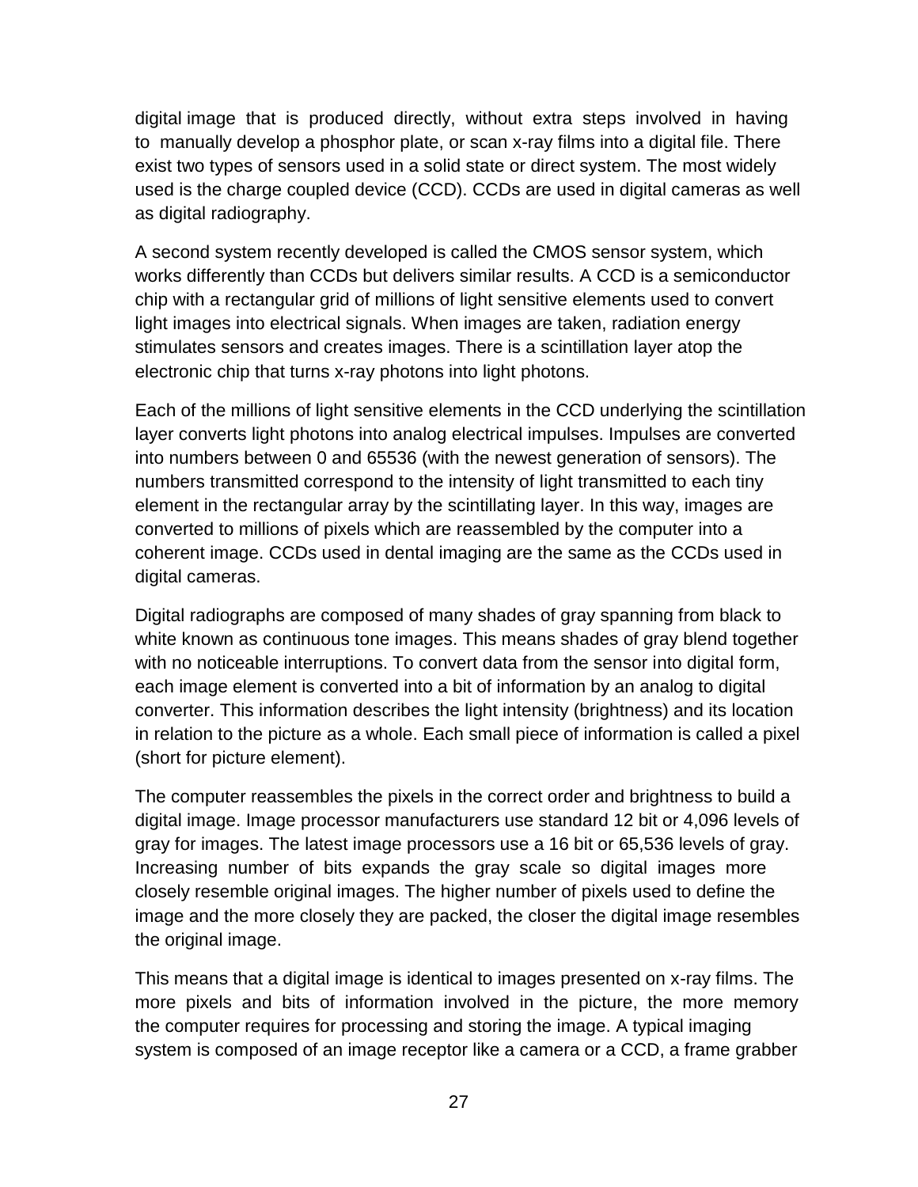digital image that is produced directly, without extra steps involved in having to manually develop a phosphor plate, or scan x-ray films into a digital file. There exist two types of sensors used in a solid state or direct system. The most widely used is the charge coupled device (CCD). CCDs are used in digital cameras as well as digital radiography.

A second system recently developed is called the CMOS sensor system, which works differently than CCDs but delivers similar results. A CCD is a semiconductor chip with a rectangular grid of millions of light sensitive elements used to convert light images into electrical signals. When images are taken, radiation energy stimulates sensors and creates images. There is a scintillation layer atop the electronic chip that turns x-ray photons into light photons.

Each of the millions of light sensitive elements in the CCD underlying the scintillation layer converts light photons into analog electrical impulses. Impulses are converted into numbers between 0 and 65536 (with the newest generation of sensors). The numbers transmitted correspond to the intensity of light transmitted to each tiny element in the rectangular array by the scintillating layer. In this way, images are converted to millions of pixels which are reassembled by the computer into a coherent image. CCDs used in dental imaging are the same as the CCDs used in digital cameras.

Digital radiographs are composed of many shades of gray spanning from black to white known as continuous tone images. This means shades of gray blend together with no noticeable interruptions. To convert data from the sensor into digital form, each image element is converted into a bit of information by an analog to digital converter. This information describes the light intensity (brightness) and its location in relation to the picture as a whole. Each small piece of information is called a pixel (short for picture element).

The computer reassembles the pixels in the correct order and brightness to build a digital image. Image processor manufacturers use standard 12 bit or 4,096 levels of gray for images. The latest image processors use a 16 bit or 65,536 levels of gray. Increasing number of bits expands the gray scale so digital images more closely resemble original images. The higher number of pixels used to define the image and the more closely they are packed, the closer the digital image resembles the original image.

This means that a digital image is identical to images presented on x-ray films. The more pixels and bits of information involved in the picture, the more memory the computer requires for processing and storing the image. A typical imaging system is composed of an image receptor like a camera or a CCD, a frame grabber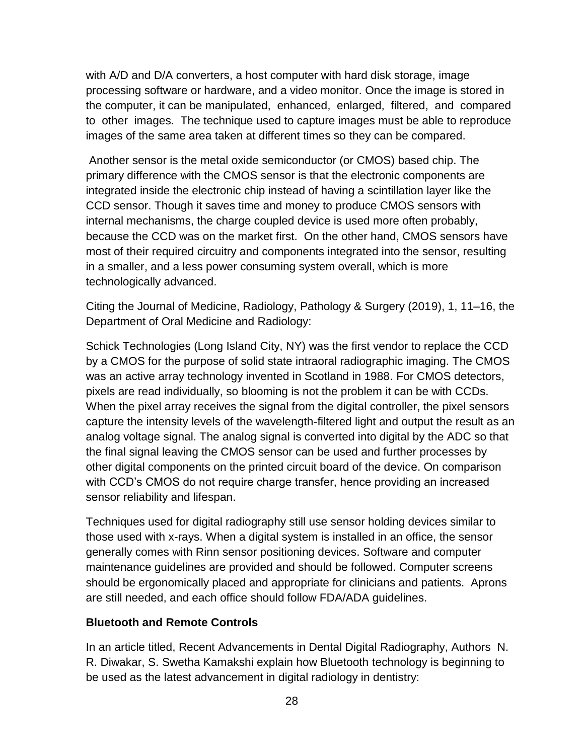with A/D and D/A converters, a host computer with hard disk storage, image processing software or hardware, and a video monitor. Once the image is stored in the computer, it can be manipulated, enhanced, enlarged, filtered, and compared to other images. The technique used to capture images must be able to reproduce images of the same area taken at different times so they can be compared.

Another sensor is the metal oxide semiconductor (or CMOS) based chip. The primary difference with the CMOS sensor is that the electronic components are integrated inside the electronic chip instead of having a scintillation layer like the CCD sensor. Though it saves time and money to produce CMOS sensors with internal mechanisms, the charge coupled device is used more often probably, because the CCD was on the market first. On the other hand, CMOS sensors have most of their required circuitry and components integrated into the sensor, resulting in a smaller, and a less power consuming system overall, which is more technologically advanced.

Citing the Journal of Medicine, Radiology, Pathology & Surgery (2019), 1, 11–16, the Department of Oral Medicine and Radiology:

Schick Technologies (Long Island City, NY) was the first vendor to replace the CCD by a CMOS for the purpose of solid state intraoral radiographic imaging. The CMOS was an active array technology invented in Scotland in 1988. For CMOS detectors, pixels are read individually, so blooming is not the problem it can be with CCDs. When the pixel array receives the signal from the digital controller, the pixel sensors capture the intensity levels of the wavelength-filtered light and output the result as an analog voltage signal. The analog signal is converted into digital by the ADC so that the final signal leaving the CMOS sensor can be used and further processes by other digital components on the printed circuit board of the device. On comparison with CCD's CMOS do not require charge transfer, hence providing an increased sensor reliability and lifespan.

Techniques used for digital radiography still use sensor holding devices similar to those used with x-rays. When a digital system is installed in an office, the sensor generally comes with Rinn sensor positioning devices. Software and computer maintenance guidelines are provided and should be followed. Computer screens should be ergonomically placed and appropriate for clinicians and patients. Aprons are still needed, and each office should follow FDA/ADA guidelines.

**Bluetooth and Remote Controls**

In an article titled, Recent Advancements in Dental Digital Radiography, Authors N. R. Diwakar, S. Swetha Kamakshi explain how Bluetooth technology is beginning to be used as the latest advancement in digital radiology in dentistry: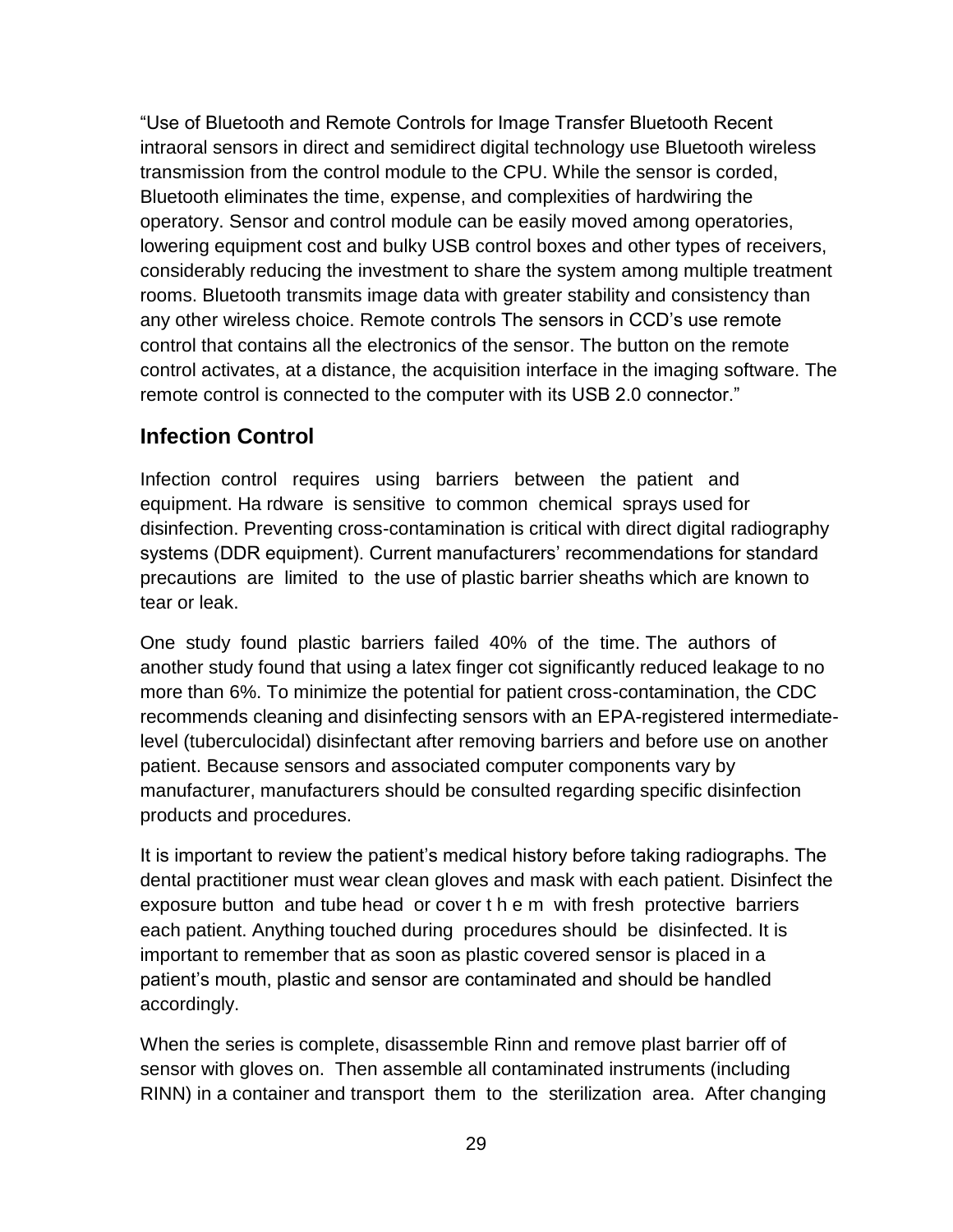"Use of Bluetooth and Remote Controls for Image Transfer Bluetooth Recent intraoral sensors in direct and semidirect digital technology use Bluetooth wireless transmission from the control module to the CPU. While the sensor is corded, Bluetooth eliminates the time, expense, and complexities of hardwiring the operatory. Sensor and control module can be easily moved among operatories, lowering equipment cost and bulky USB control boxes and other types of receivers, considerably reducing the investment to share the system among multiple treatment rooms. Bluetooth transmits image data with greater stability and consistency than any other wireless choice. Remote controls The sensors in CCD's use remote control that contains all the electronics of the sensor. The button on the remote control activates, at a distance, the acquisition interface in the imaging software. The remote control is connected to the computer with its USB 2.0 connector."

## Infection Control

Infection control requires using barriers between the patient and equipment. Ha rdware is sensitive to common chemical sprays used for disinfection. Preventing cross-contamination is critical with direct digital radiography systems (DDR equipment). Current manufacturers' recommendations for standard precautions are limited to the use of plastic barrier sheaths which are known to tear or leak.

One study found plastic barriers failed 40% of the time. The authors of another study found that using a latex finger cot significantly reduced leakage to no more than 6%. To minimize the potential for patient cross-contamination, the CDC recommends cleaning and disinfecting sensors with an EPA-registered intermediate-level (tuberculocidal) disinfectant after removing barriers and before use on another patient. Because sensors and associated computer components vary by manufacturer, manufacturers should be consulted regarding specific disinfection products and procedures.

It is important to review the patient's medical history before taking radiographs. The dental practitioner must wear clean gloves and mask with each patient. Disinfect the exposure button and tube head or cover t h e m with fresh protective barriers each patient. Anything touched during procedures should be disinfected. It is important to remember that as soon as plastic covered sensor is placed in a patient's mouth, plastic and sensor are contaminated and should be handled accordingly.

When the series is complete, disassemble Rinn and remove plast barrier off of sensor with gloves on. Then assemble all contaminated instruments (including RINN) in a container and transport them to the sterilization area. After changing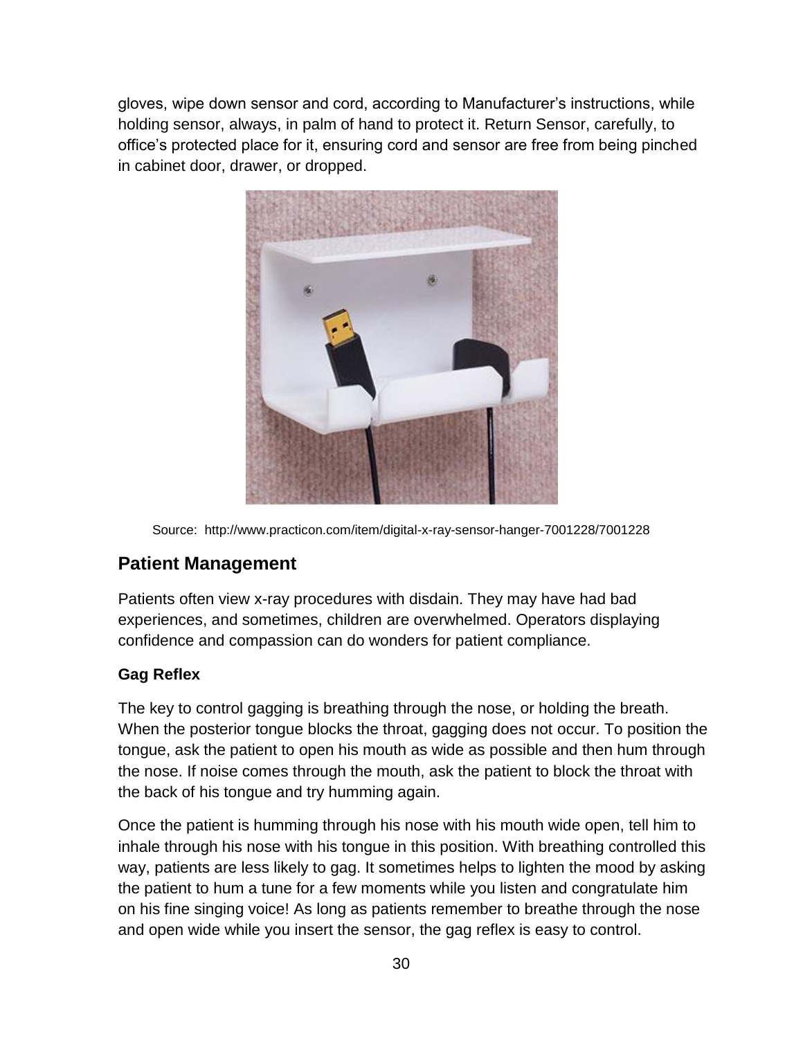gloves, wipe down sensor and cord, according to Manufacturer's instructions, while holding sensor, always, in palm of hand to protect it. Return Sensor, carefully, to office's protected place for it, ensuring cord and sensor are free from being pinched in cabinet door, drawer, or dropped.

Source: http://www.practicon.com/item/digital-x-ray-sensor-hanger-7001228/7001228

## Patient Management

Patients often view x-ray procedures with disdain. They may have had bad experiences, and sometimes, children are overwhelmed. Operators displaying confidence and compassion can do wonders for patient compliance.

### Gag Reflex

The key to control gagging is breathing through the nose, or holding the breath. When the posterior tongue blocks the throat, gagging does not occur. To position the tongue, ask the patient to open his mouth as wide as possible and then hum through the nose. If noise comes through the mouth, ask the patient to block the throat with the back of his tongue and try humming again.

Once the patient is humming through his nose with his mouth wide open, tell him to inhale through his nose with his tongue in this position. With breathing controlled this way, patients are less likely to gag. It sometimes helps to lighten the mood by asking the patient to hum a tune for a few moments while you listen and congratulate him on his fine singing voice! As long as patients remember to breathe through the nose and open wide while you insert the sensor, the gag reflex is easy to control.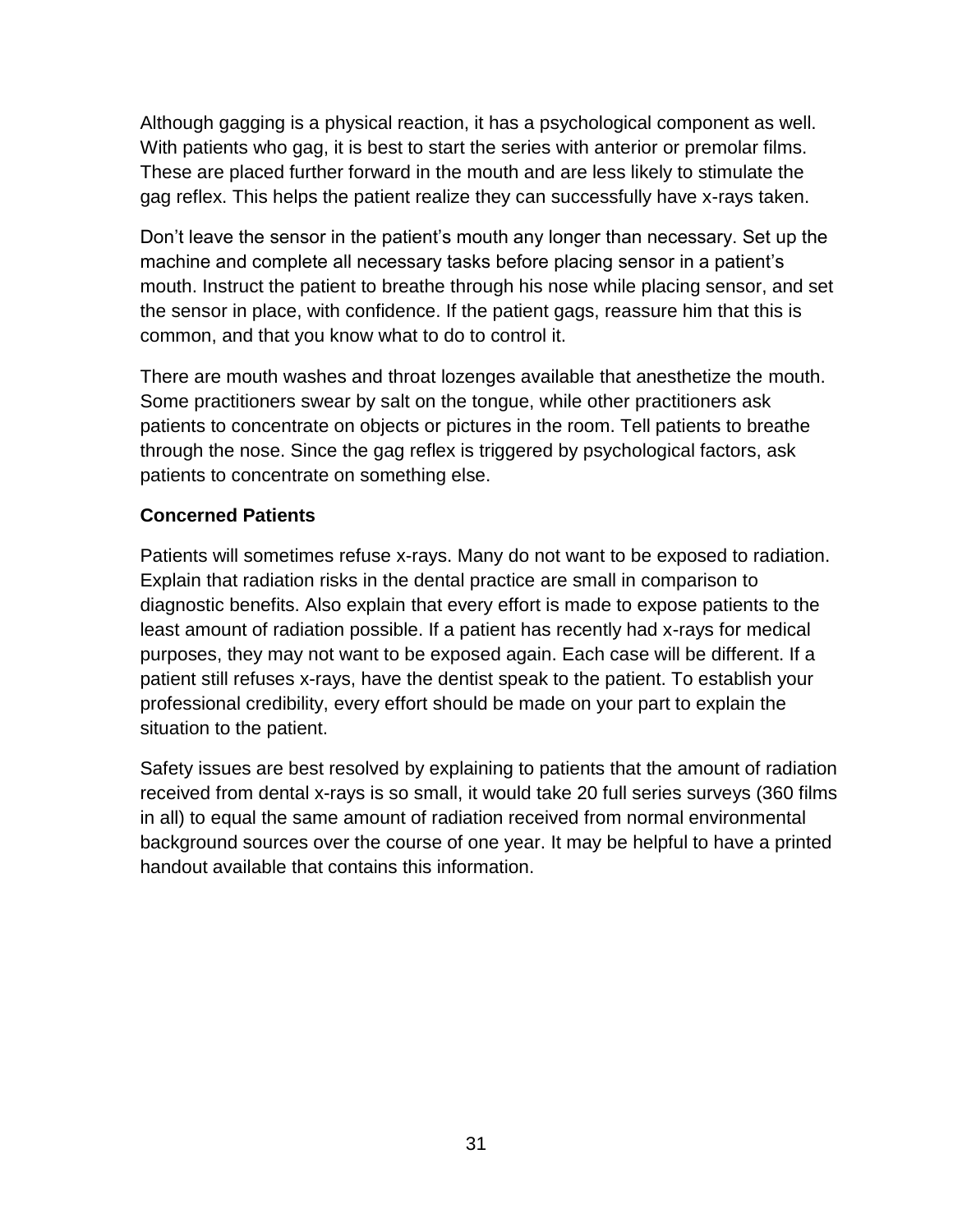Although gagging is a physical reaction, it has a psychological component as well. With patients who gag, it is best to start the series with anterior or premolar films. These are placed further forward in the mouth and are less likely to stimulate the gag reflex. This helps the patient realize they can successfully have x-rays taken.

Don't leave the sensor in the patient's mouth any longer than necessary. Set up the machine and complete all necessary tasks before placing sensor in a patient's mouth. Instruct the patient to breathe through his nose while placing sensor, and set the sensor in place, with confidence. If the patient gags, reassure him that this is common, and that you know what to do to control it.

There are mouth washes and throat lozenges available that anesthetize the mouth. Some practitioners swear by salt on the tongue, while other practitioners ask patients to concentrate on objects or pictures in the room. Tell patients to breathe through the nose. Since the gag reflex is triggered by psychological factors, ask patients to concentrate on something else.

**Concerned Patients**

Patients will sometimes refuse x-rays. Many do not want to be exposed to radiation. Explain that radiation risks in the dental practice are small in comparison to diagnostic benefits. Also explain that every effort is made to expose patients to the least amount of radiation possible. If a patient has recently had x-rays for medical purposes, they may not want to be exposed again. Each case will be different. If a patient still refuses x-rays, have the dentist speak to the patient. To establish your professional credibility, every effort should be made on your part to explain the situation to the patient.

Safety issues are best resolved by explaining to patients that the amount of radiation received from dental x-rays is so small, it would take 20 full series surveys (360 films in all) to equal the same amount of radiation received from normal environmental background sources over the course of one year. It may be helpful to have a printed handout available that contains this information.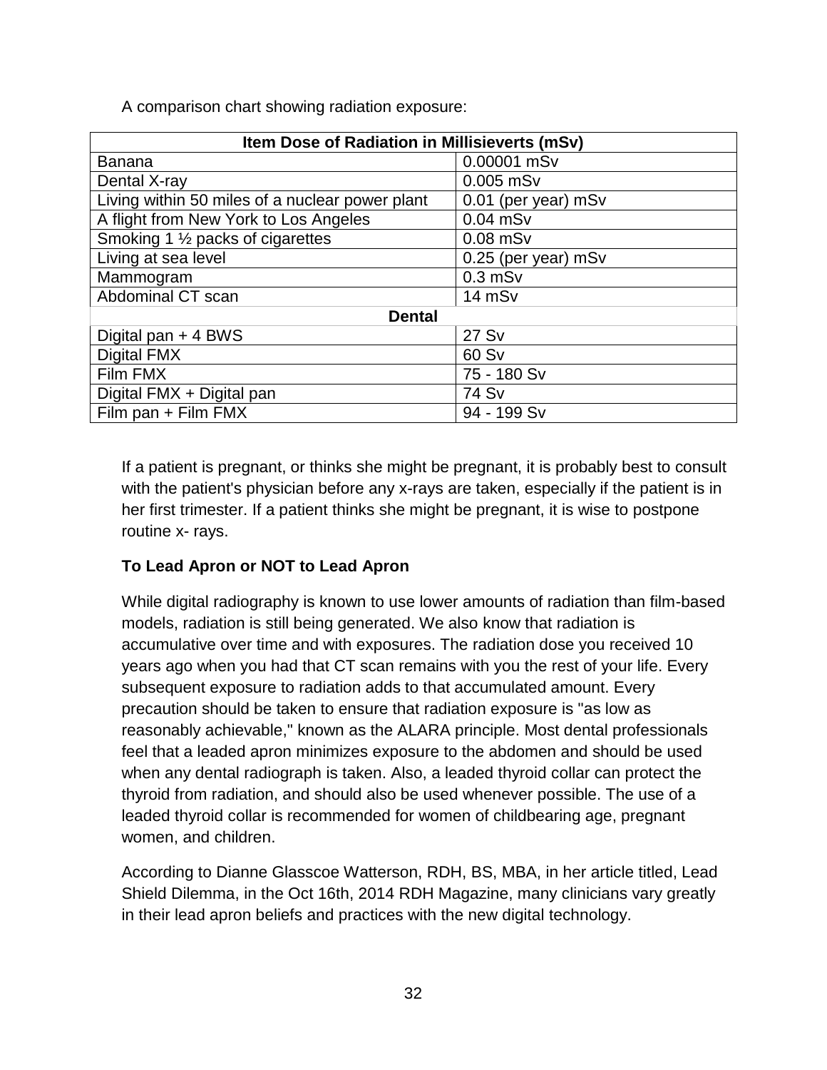A comparison chart showing radiation exposure:

| Item Dose of Radiation in Millisieverts (mSv) | |
|---|---|
| Banana | 0.00001 mSv |
| Dental X-ray | 0.005 mSv |
| Living within 50 miles of a nuclear power plant | 0.01 (per year) mSv |
| A flight from New York to Los Angeles | 0.04 mSv |
| Smoking 1 ½ packs of cigarettes | 0.08 mSv |
| Living at sea level | 0.25 (per year) mSv |
| Mammogram | 0.3 mSv |
| Abdominal CT scan | 14 mSv |
| **Dental** | |
| Digital pan + 4 BWS | 27 Sv |
| Digital FMX | 60 Sv |
| Film FMX | 75 - 180 Sv |
| Digital FMX + Digital pan | 74 Sv |
| Film pan + Film FMX | 94 - 199 Sv |

If a patient is pregnant, or thinks she might be pregnant, it is probably best to consult with the patient's physician before any x-rays are taken, especially if the patient is in her first trimester. If a patient thinks she might be pregnant, it is wise to postpone routine x- rays.

**To Lead Apron or NOT to Lead Apron**

While digital radiography is known to use lower amounts of radiation than film-based models, radiation is still being generated. We also know that radiation is accumulative over time and with exposures. The radiation dose you received 10 years ago when you had that CT scan remains with you the rest of your life. Every subsequent exposure to radiation adds to that accumulated amount. Every precaution should be taken to ensure that radiation exposure is "as low as reasonably achievable," known as the ALARA principle. Most dental professionals feel that a leaded apron minimizes exposure to the abdomen and should be used when any dental radiograph is taken. Also, a leaded thyroid collar can protect the thyroid from radiation, and should also be used whenever possible. The use of a leaded thyroid collar is recommended for women of childbearing age, pregnant women, and children.

According to Dianne Glasscoe Watterson, RDH, BS, MBA, in her article titled, Lead Shield Dilemma, in the Oct 16th, 2014 RDH Magazine, many clinicians vary greatly in their lead apron beliefs and practices with the new digital technology.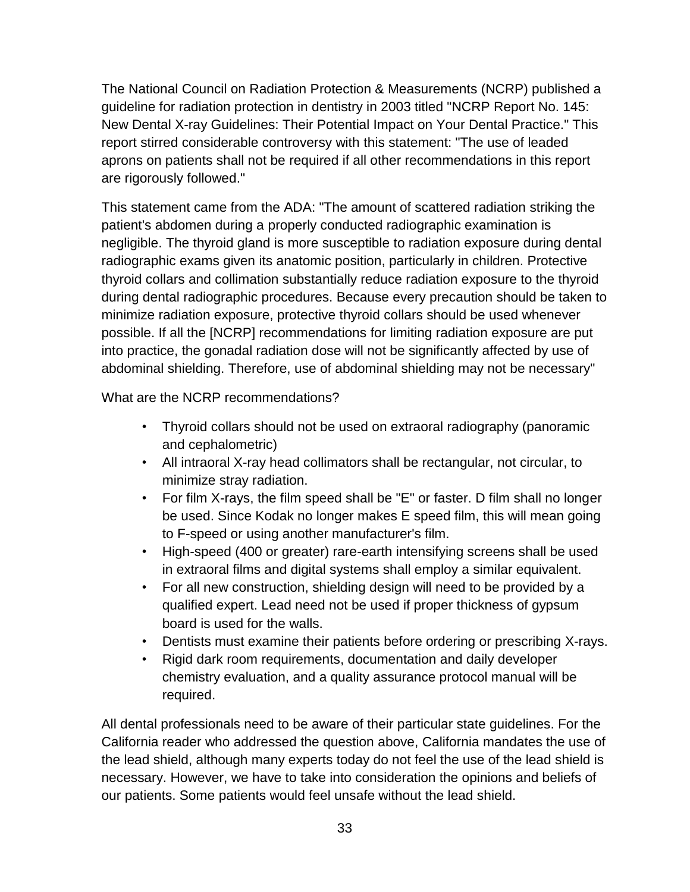The National Council on Radiation Protection & Measurements (NCRP) published a guideline for radiation protection in dentistry in 2003 titled "NCRP Report No. 145: New Dental X-ray Guidelines: Their Potential Impact on Your Dental Practice." This report stirred considerable controversy with this statement: "The use of leaded aprons on patients shall not be required if all other recommendations in this report are rigorously followed."

This statement came from the ADA: "The amount of scattered radiation striking the patient's abdomen during a properly conducted radiographic examination is negligible. The thyroid gland is more susceptible to radiation exposure during dental radiographic exams given its anatomic position, particularly in children. Protective thyroid collars and collimation substantially reduce radiation exposure to the thyroid during dental radiographic procedures. Because every precaution should be taken to minimize radiation exposure, protective thyroid collars should be used whenever possible. If all the [NCRP] recommendations for limiting radiation exposure are put into practice, the gonadal radiation dose will not be significantly affected by use of abdominal shielding. Therefore, use of abdominal shielding may not be necessary"

What are the NCRP recommendations?

- Thyroid collars should not be used on extraoral radiography (panoramic and cephalometric)
- All intraoral X-ray head collimators shall be rectangular, not circular, to minimize stray radiation.
- For film X-rays, the film speed shall be "E" or faster. D film shall no longer be used. Since Kodak no longer makes E speed film, this will mean going to F-speed or using another manufacturer's film.
- High-speed (400 or greater) rare-earth intensifying screens shall be used in extraoral films and digital systems shall employ a similar equivalent.
- For all new construction, shielding design will need to be provided by a qualified expert. Lead need not be used if proper thickness of gypsum board is used for the walls.
- Dentists must examine their patients before ordering or prescribing X-rays.
- Rigid dark room requirements, documentation and daily developer chemistry evaluation, and a quality assurance protocol manual will be required.

All dental professionals need to be aware of their particular state guidelines. For the California reader who addressed the question above, California mandates the use of the lead shield, although many experts today do not feel the use of the lead shield is necessary. However, we have to take into consideration the opinions and beliefs of our patients. Some patients would feel unsafe without the lead shield.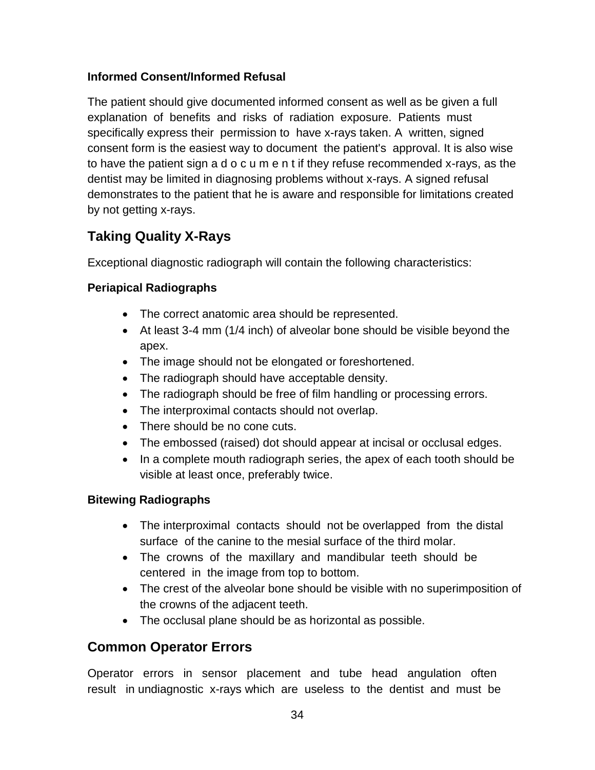### Informed Consent/Informed Refusal

The patient should give documented informed consent as well as be given a full explanation of benefits and risks of radiation exposure. Patients must specifically express their permission to have x-rays taken. A written, signed consent form is the easiest way to document the patient's approval. It is also wise to have the patient sign a document if they refuse recommended x-rays, as the dentist may be limited in diagnosing problems without x-rays. A signed refusal demonstrates to the patient that he is aware and responsible for limitations created by not getting x-rays.

## Taking Quality X-Rays

Exceptional diagnostic radiograph will contain the following characteristics:

### Periapical Radiographs

- The correct anatomic area should be represented.
- At least 3-4 mm (1/4 inch) of alveolar bone should be visible beyond the apex.
- The image should not be elongated or foreshortened.
- The radiograph should have acceptable density.
- The radiograph should be free of film handling or processing errors.
- The interproximal contacts should not overlap.
- There should be no cone cuts.
- The embossed (raised) dot should appear at incisal or occlusal edges.
- In a complete mouth radiograph series, the apex of each tooth should be visible at least once, preferably twice.

### Bitewing Radiographs

- The interproximal contacts should not be overlapped from the distal surface of the canine to the mesial surface of the third molar.
- The crowns of the maxillary and mandibular teeth should be centered in the image from top to bottom.
- The crest of the alveolar bone should be visible with no superimposition of the crowns of the adjacent teeth.
- The occlusal plane should be as horizontal as possible.

## Common Operator Errors

Operator errors in sensor placement and tube head angulation often result in undiagnostic x-rays which are useless to the dentist and must be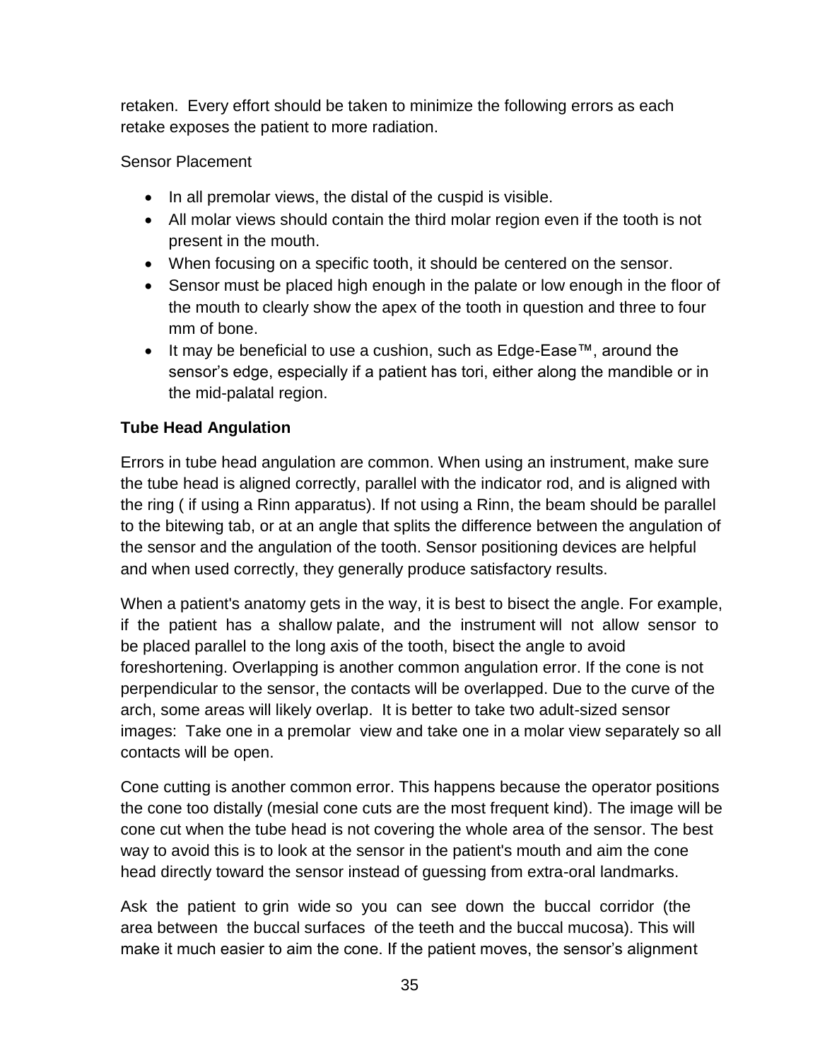retaken. Every effort should be taken to minimize the following errors as each retake exposes the patient to more radiation.

Sensor Placement

- In all premolar views, the distal of the cuspid is visible.
- All molar views should contain the third molar region even if the tooth is not present in the mouth.
- When focusing on a specific tooth, it should be centered on the sensor.
- Sensor must be placed high enough in the palate or low enough in the floor of the mouth to clearly show the apex of the tooth in question and three to four mm of bone.
- It may be beneficial to use a cushion, such as Edge-Ease™, around the sensor's edge, especially if a patient has tori, either along the mandible or in the mid-palatal region.

**Tube Head Angulation**

Errors in tube head angulation are common. When using an instrument, make sure the tube head is aligned correctly, parallel with the indicator rod, and is aligned with the ring ( if using a Rinn apparatus). If not using a Rinn, the beam should be parallel to the bitewing tab, or at an angle that splits the difference between the angulation of the sensor and the angulation of the tooth. Sensor positioning devices are helpful and when used correctly, they generally produce satisfactory results.

When a patient's anatomy gets in the way, it is best to bisect the angle. For example, if the patient has a shallow palate, and the instrument will not allow sensor to be placed parallel to the long axis of the tooth, bisect the angle to avoid foreshortening. Overlapping is another common angulation error. If the cone is not perpendicular to the sensor, the contacts will be overlapped. Due to the curve of the arch, some areas will likely overlap. It is better to take two adult-sized sensor images: Take one in a premolar view and take one in a molar view separately so all contacts will be open.

Cone cutting is another common error. This happens because the operator positions the cone too distally (mesial cone cuts are the most frequent kind). The image will be cone cut when the tube head is not covering the whole area of the sensor. The best way to avoid this is to look at the sensor in the patient's mouth and aim the cone head directly toward the sensor instead of guessing from extra-oral landmarks.

Ask the patient to grin wide so you can see down the buccal corridor (the area between the buccal surfaces of the teeth and the buccal mucosa). This will make it much easier to aim the cone. If the patient moves, the sensor's alignment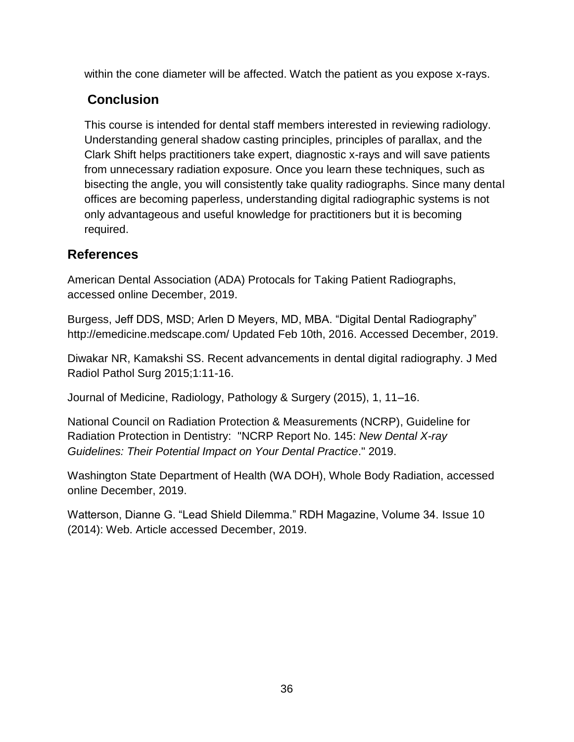within the cone diameter will be affected. Watch the patient as you expose x-rays.

## Conclusion

This course is intended for dental staff members interested in reviewing radiology. Understanding general shadow casting principles, principles of parallax, and the Clark Shift helps practitioners take expert, diagnostic x-rays and will save patients from unnecessary radiation exposure. Once you learn these techniques, such as bisecting the angle, you will consistently take quality radiographs. Since many dental offices are becoming paperless, understanding digital radiographic systems is not only advantageous and useful knowledge for practitioners but it is becoming required.

## References

American Dental Association (ADA) Protocals for Taking Patient Radiographs, accessed online December, 2019.

Burgess, Jeff DDS, MSD; Arlen D Meyers, MD, MBA. “Digital Dental Radiography” http://emedicine.medscape.com/ Updated Feb 10th, 2016. Accessed December, 2019.

Diwakar NR, Kamakshi SS. Recent advancements in dental digital radiography. J Med Radiol Pathol Surg 2015;1:11-16.

Journal of Medicine, Radiology, Pathology & Surgery (2015), 1, 11–16.

National Council on Radiation Protection & Measurements (NCRP), Guideline for Radiation Protection in Dentistry: "NCRP Report No. 145: *New Dental X-ray Guidelines: Their Potential Impact on Your Dental Practice*." 2019.

Washington State Department of Health (WA DOH), Whole Body Radiation, accessed online December, 2019.

Watterson, Dianne G. “Lead Shield Dilemma.” RDH Magazine, Volume 34. Issue 10 (2014): Web. Article accessed December, 2019.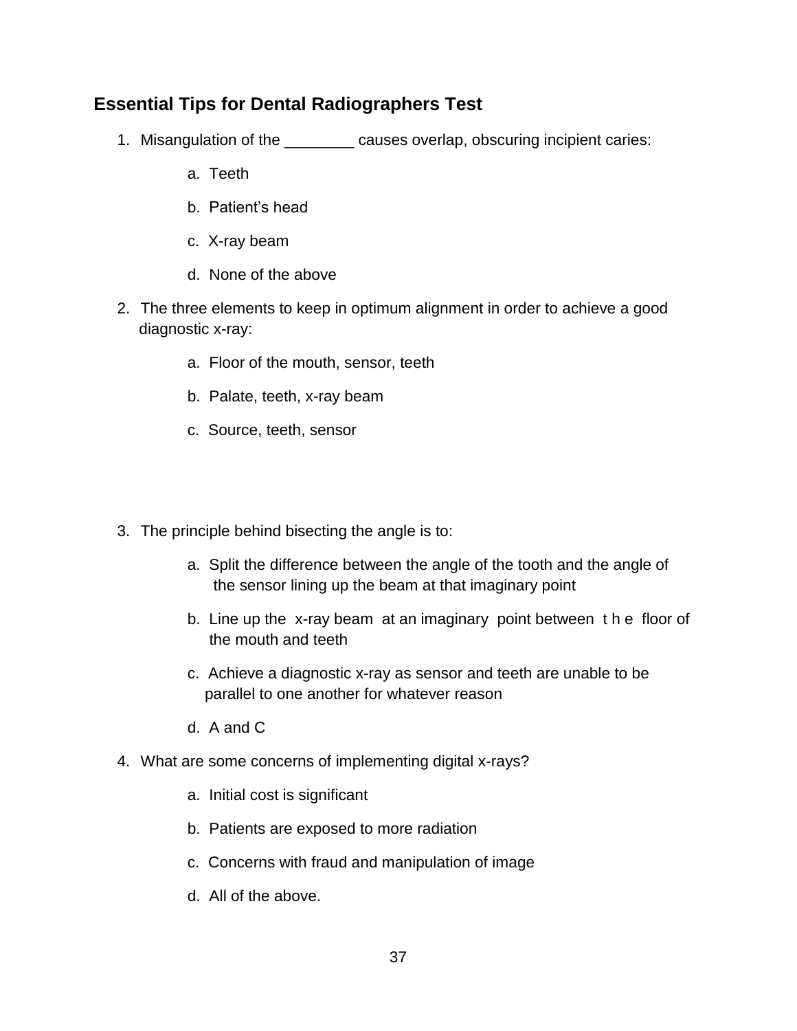## Essential Tips for Dental Radiographers Test

1. Misangulation of the ________ causes overlap, obscuring incipient caries:
   - a. Teeth
   - b. Patient's head
   - c. X-ray beam
   - d. None of the above

2. The three elements to keep in optimum alignment in order to achieve a good diagnostic x-ray:
   - a. Floor of the mouth, sensor, teeth
   - b. Palate, teeth, x-ray beam
   - c. Source, teeth, sensor

3. The principle behind bisecting the angle is to:
   - a. Split the difference between the angle of the tooth and the angle of the sensor lining up the beam at that imaginary point
   - b. Line up the x-ray beam at an imaginary point between the floor of the mouth and teeth
   - c. Achieve a diagnostic x-ray as sensor and teeth are unable to be parallel to one another for whatever reason
   - d. A and C

4. What are some concerns of implementing digital x-rays?
   - a. Initial cost is significant
   - b. Patients are exposed to more radiation
   - c. Concerns with fraud and manipulation of image
   - d. All of the above.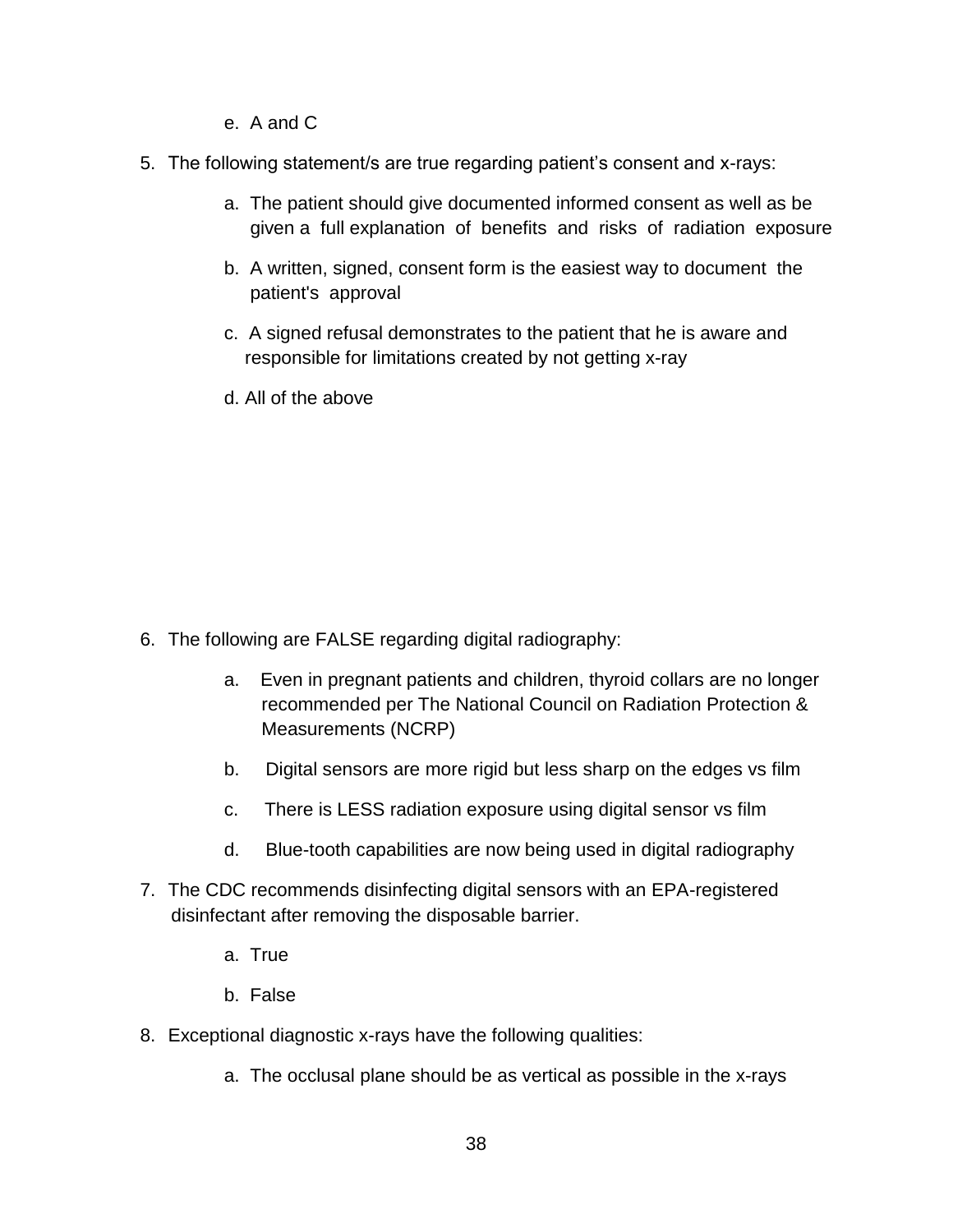e. A and C

5. The following statement/s are true regarding patient's consent and x-rays:

   a. The patient should give documented informed consent as well as be given a full explanation of benefits and risks of radiation exposure

   b. A written, signed, consent form is the easiest way to document the patient's approval

   c. A signed refusal demonstrates to the patient that he is aware and responsible for limitations created by not getting x-ray

   d. All of the above

6. The following are FALSE regarding digital radiography:

   a. Even in pregnant patients and children, thyroid collars are no longer recommended per The National Council on Radiation Protection & Measurements (NCRP)

   b. Digital sensors are more rigid but less sharp on the edges vs film

   c. There is LESS radiation exposure using digital sensor vs film

   d. Blue-tooth capabilities are now being used in digital radiography

7. The CDC recommends disinfecting digital sensors with an EPA-registered disinfectant after removing the disposable barrier.

   a. True

   b. False

8. Exceptional diagnostic x-rays have the following qualities:

   a. The occlusal plane should be as vertical as possible in the x-rays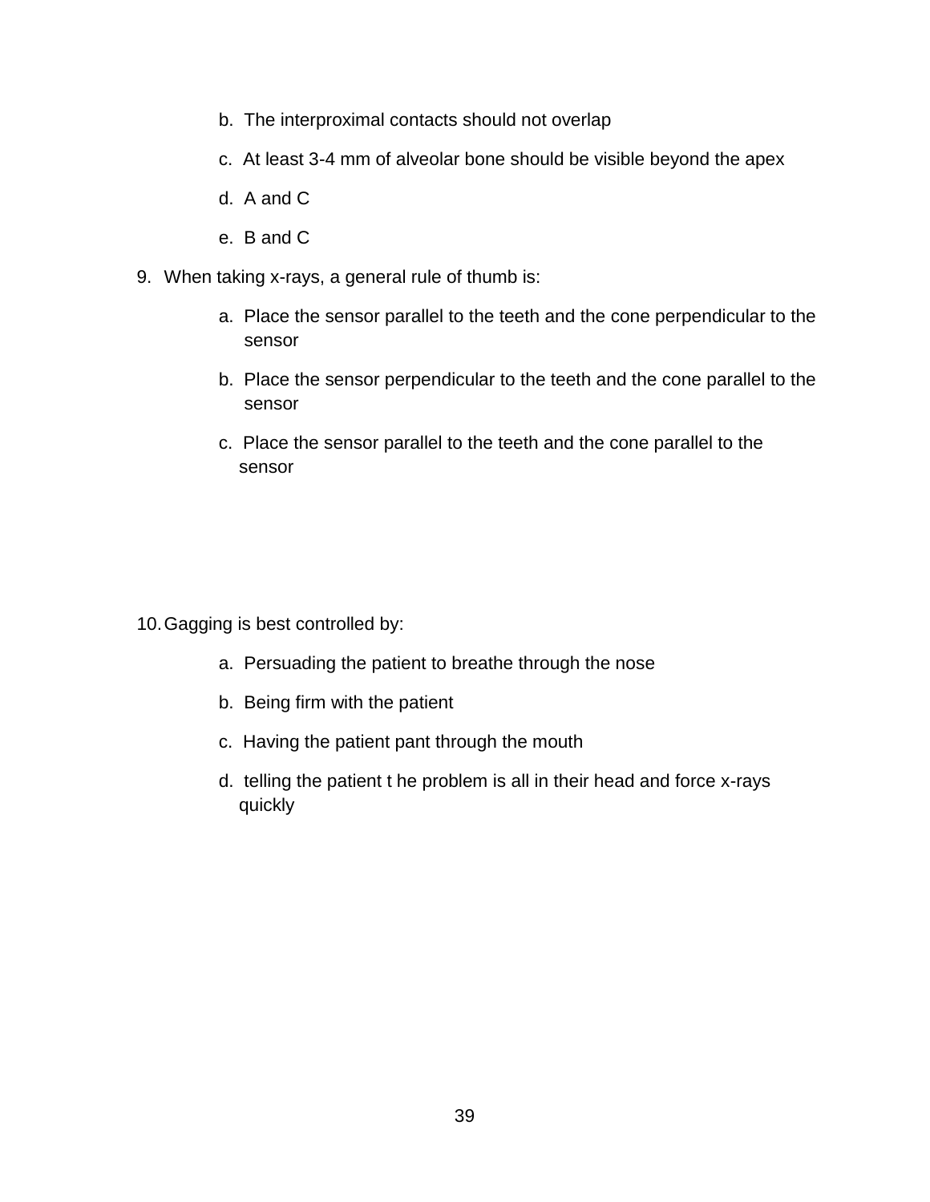b. The interproximal contacts should not overlap

c. At least 3-4 mm of alveolar bone should be visible beyond the apex

d. A and C

e. B and C

9. When taking x-rays, a general rule of thumb is:

    a. Place the sensor parallel to the teeth and the cone perpendicular to the sensor

    b. Place the sensor perpendicular to the teeth and the cone parallel to the sensor

    c. Place the sensor parallel to the teeth and the cone parallel to the sensor

10. Gagging is best controlled by:

    a. Persuading the patient to breathe through the nose

    b. Being firm with the patient

    c. Having the patient pant through the mouth

    d. telling the patient t he problem is all in their head and force x-rays quickly